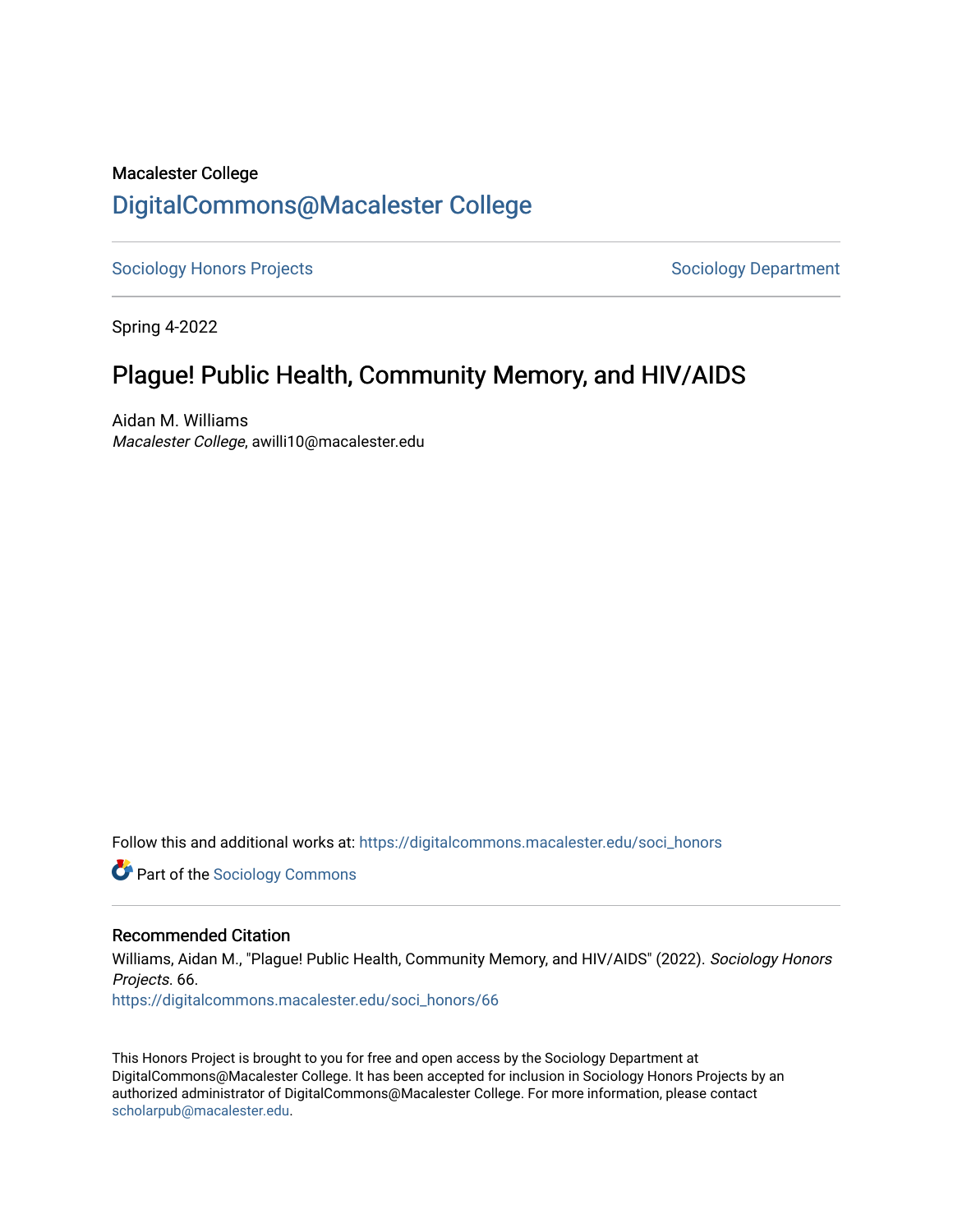Macalester College

# DigitalCommons@Macalester College

Sociology Honors Projects | Sociology Department

Spring 4-2022

## Plague! Public Health, Community Memory, and HIV/AIDS

Aidan M. Williams
*Macalester College*, awilli10@macalester.edu

Follow this and additional works at: https://digitalcommons.macalester.edu/soci_honors

Part of the Sociology Commons

### Recommended Citation

Williams, Aidan M., "Plague! Public Health, Community Memory, and HIV/AIDS" (2022). *Sociology Honors Projects*. 66.
https://digitalcommons.macalester.edu/soci_honors/66

This Honors Project is brought to you for free and open access by the Sociology Department at DigitalCommons@Macalester College. It has been accepted for inclusion in Sociology Honors Projects by an authorized administrator of DigitalCommons@Macalester College. For more information, please contact scholarpub@macalester.edu.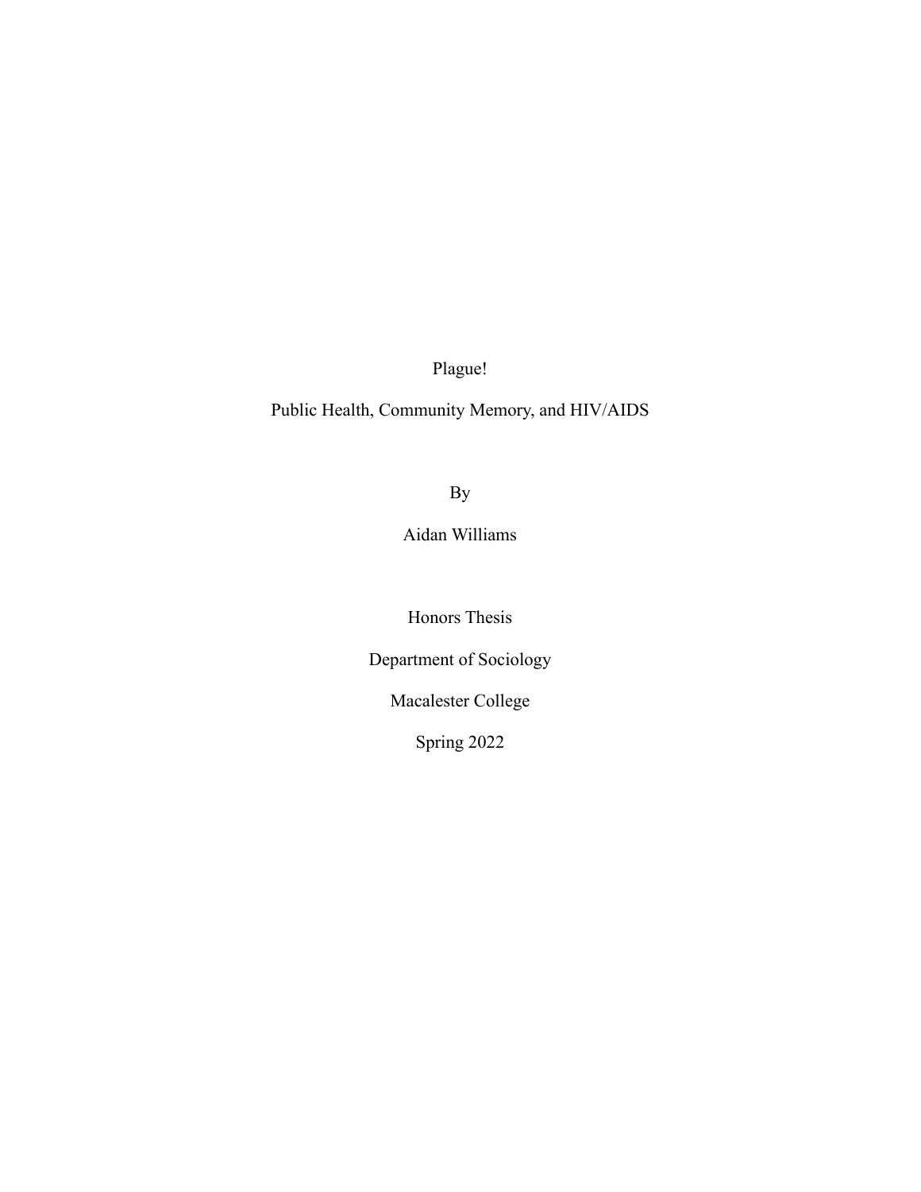# Plague!

## Public Health, Community Memory, and HIV/AIDS

By

Aidan Williams

Honors Thesis

Department of Sociology

Macalester College

Spring 2022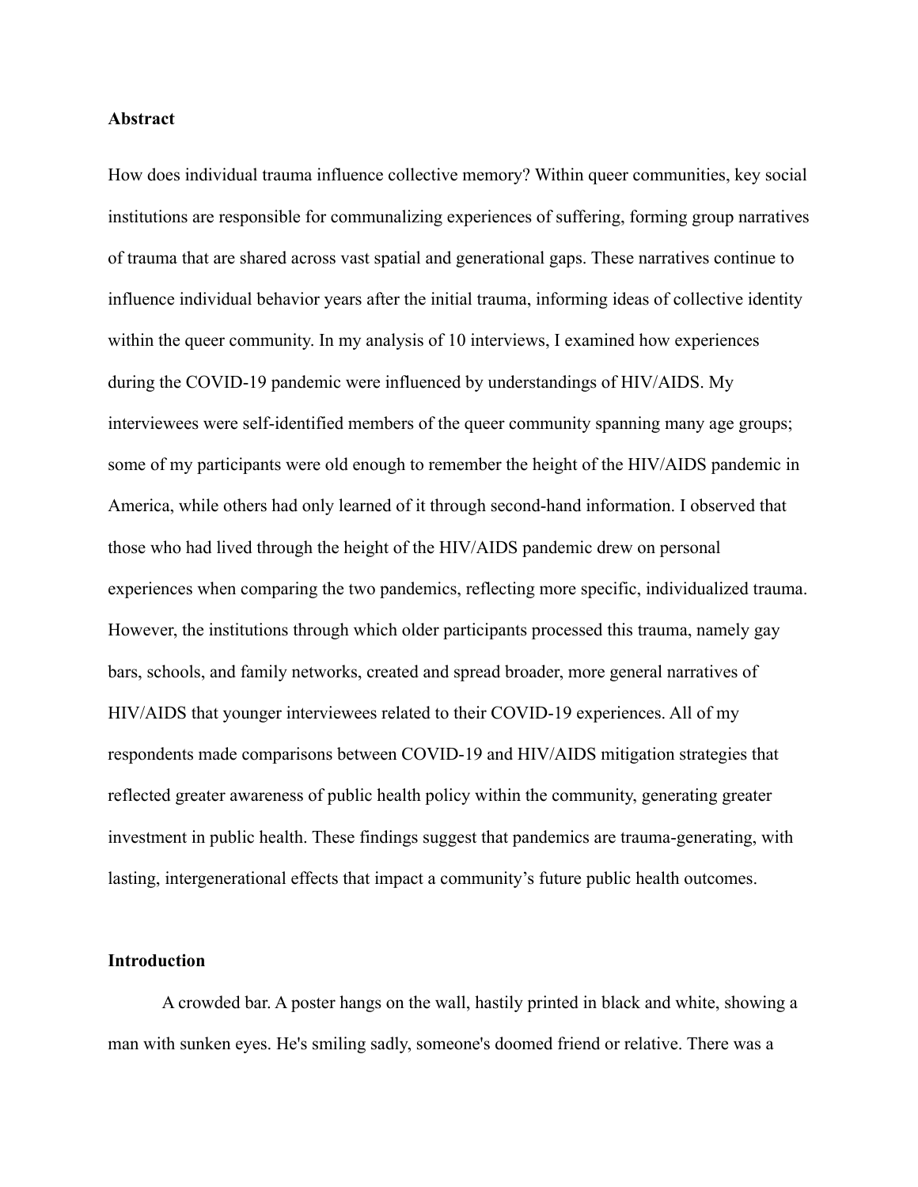**Abstract**

How does individual trauma influence collective memory? Within queer communities, key social institutions are responsible for communalizing experiences of suffering, forming group narratives of trauma that are shared across vast spatial and generational gaps. These narratives continue to influence individual behavior years after the initial trauma, informing ideas of collective identity within the queer community. In my analysis of 10 interviews, I examined how experiences during the COVID-19 pandemic were influenced by understandings of HIV/AIDS. My interviewees were self-identified members of the queer community spanning many age groups; some of my participants were old enough to remember the height of the HIV/AIDS pandemic in America, while others had only learned of it through second-hand information. I observed that those who had lived through the height of the HIV/AIDS pandemic drew on personal experiences when comparing the two pandemics, reflecting more specific, individualized trauma. However, the institutions through which older participants processed this trauma, namely gay bars, schools, and family networks, created and spread broader, more general narratives of HIV/AIDS that younger interviewees related to their COVID-19 experiences. All of my respondents made comparisons between COVID-19 and HIV/AIDS mitigation strategies that reflected greater awareness of public health policy within the community, generating greater investment in public health. These findings suggest that pandemics are trauma-generating, with lasting, intergenerational effects that impact a community's future public health outcomes.

**Introduction**

A crowded bar. A poster hangs on the wall, hastily printed in black and white, showing a man with sunken eyes. He's smiling sadly, someone's doomed friend or relative. There was a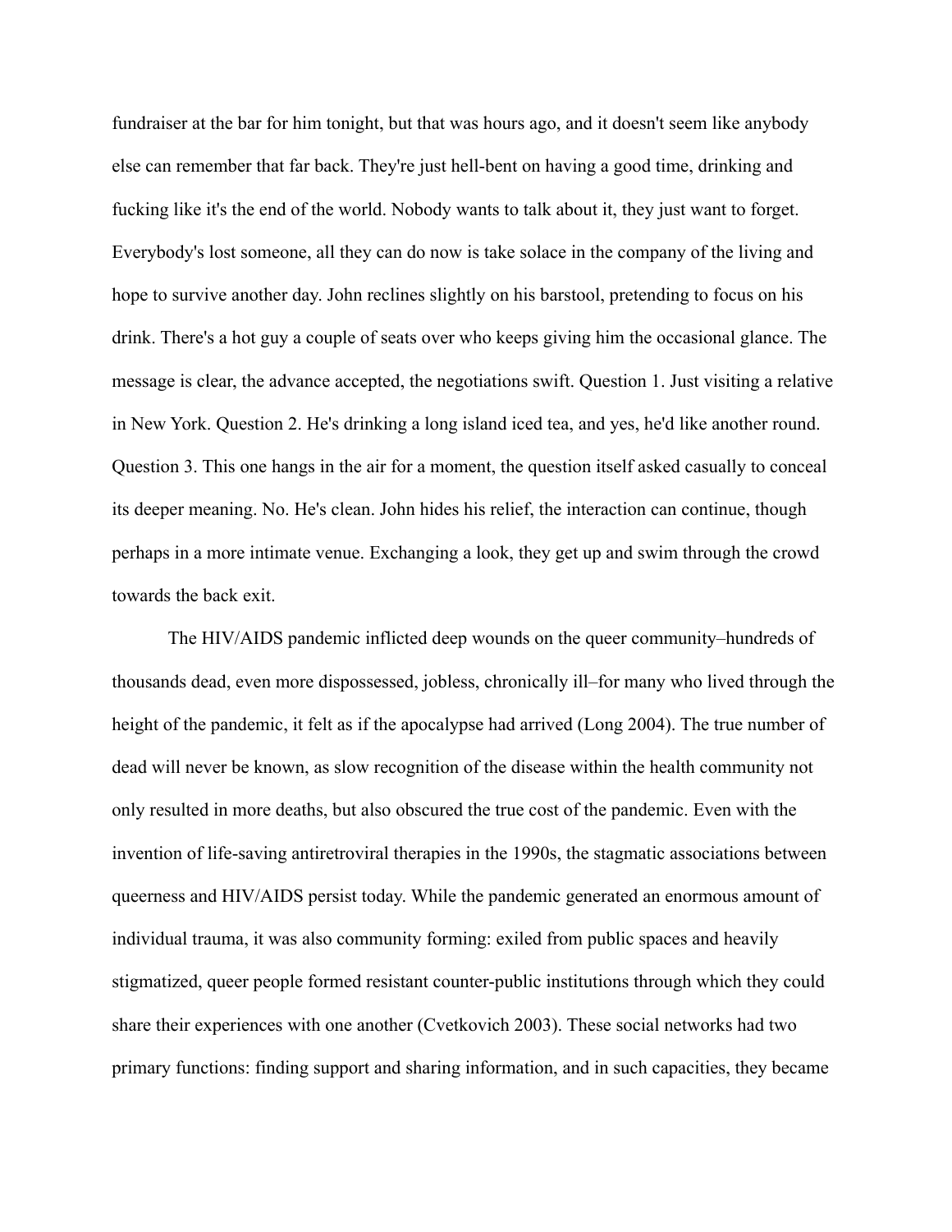fundraiser at the bar for him tonight, but that was hours ago, and it doesn't seem like anybody else can remember that far back. They're just hell-bent on having a good time, drinking and fucking like it's the end of the world. Nobody wants to talk about it, they just want to forget. Everybody's lost someone, all they can do now is take solace in the company of the living and hope to survive another day. John reclines slightly on his barstool, pretending to focus on his drink. There's a hot guy a couple of seats over who keeps giving him the occasional glance. The message is clear, the advance accepted, the negotiations swift. Question 1. Just visiting a relative in New York. Question 2. He's drinking a long island iced tea, and yes, he'd like another round. Question 3. This one hangs in the air for a moment, the question itself asked casually to conceal its deeper meaning. No. He's clean. John hides his relief, the interaction can continue, though perhaps in a more intimate venue. Exchanging a look, they get up and swim through the crowd towards the back exit.

The HIV/AIDS pandemic inflicted deep wounds on the queer community–hundreds of thousands dead, even more dispossessed, jobless, chronically ill–for many who lived through the height of the pandemic, it felt as if the apocalypse had arrived (Long 2004). The true number of dead will never be known, as slow recognition of the disease within the health community not only resulted in more deaths, but also obscured the true cost of the pandemic. Even with the invention of life-saving antiretroviral therapies in the 1990s, the stagmatic associations between queerness and HIV/AIDS persist today. While the pandemic generated an enormous amount of individual trauma, it was also community forming: exiled from public spaces and heavily stigmatized, queer people formed resistant counter-public institutions through which they could share their experiences with one another (Cvetkovich 2003). These social networks had two primary functions: finding support and sharing information, and in such capacities, they became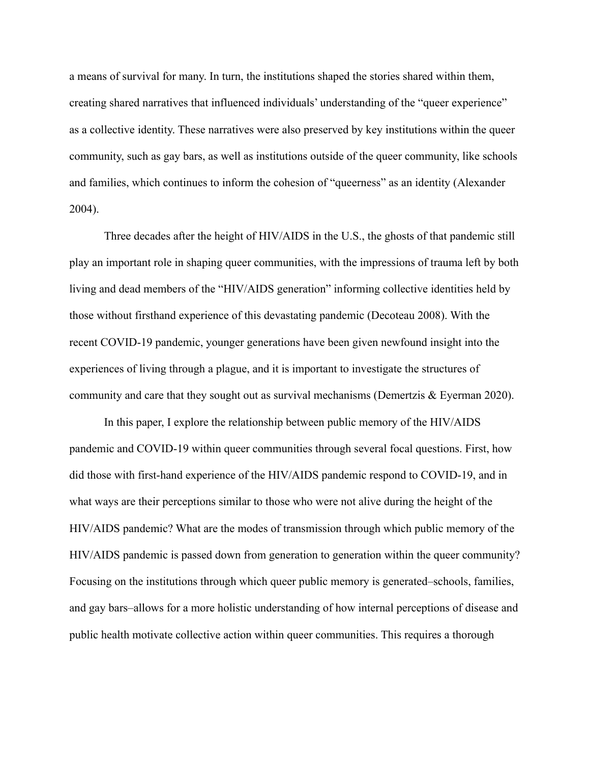a means of survival for many. In turn, the institutions shaped the stories shared within them, creating shared narratives that influenced individuals' understanding of the "queer experience" as a collective identity. These narratives were also preserved by key institutions within the queer community, such as gay bars, as well as institutions outside of the queer community, like schools and families, which continues to inform the cohesion of "queerness" as an identity (Alexander 2004).

Three decades after the height of HIV/AIDS in the U.S., the ghosts of that pandemic still play an important role in shaping queer communities, with the impressions of trauma left by both living and dead members of the "HIV/AIDS generation" informing collective identities held by those without firsthand experience of this devastating pandemic (Decoteau 2008). With the recent COVID-19 pandemic, younger generations have been given newfound insight into the experiences of living through a plague, and it is important to investigate the structures of community and care that they sought out as survival mechanisms (Demertzis & Eyerman 2020).

In this paper, I explore the relationship between public memory of the HIV/AIDS pandemic and COVID-19 within queer communities through several focal questions. First, how did those with first-hand experience of the HIV/AIDS pandemic respond to COVID-19, and in what ways are their perceptions similar to those who were not alive during the height of the HIV/AIDS pandemic? What are the modes of transmission through which public memory of the HIV/AIDS pandemic is passed down from generation to generation within the queer community? Focusing on the institutions through which queer public memory is generated–schools, families, and gay bars–allows for a more holistic understanding of how internal perceptions of disease and public health motivate collective action within queer communities. This requires a thorough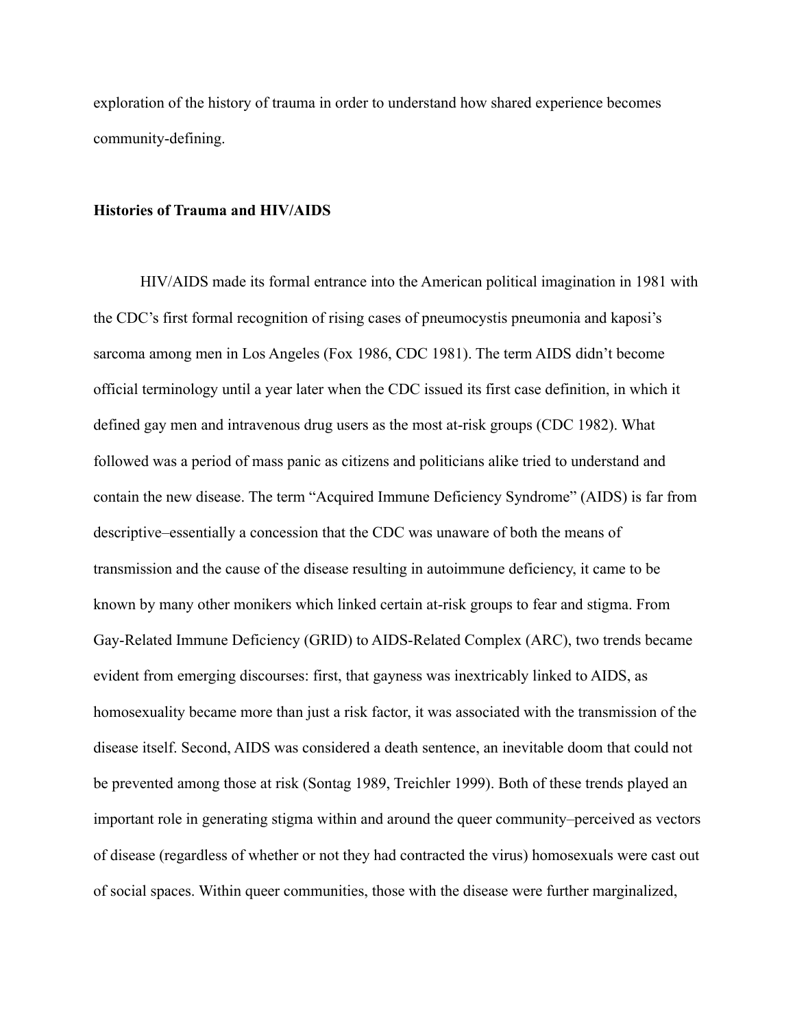exploration of the history of trauma in order to understand how shared experience becomes community-defining.

### Histories of Trauma and HIV/AIDS

HIV/AIDS made its formal entrance into the American political imagination in 1981 with the CDC's first formal recognition of rising cases of pneumocystis pneumonia and kaposi's sarcoma among men in Los Angeles (Fox 1986, CDC 1981). The term AIDS didn't become official terminology until a year later when the CDC issued its first case definition, in which it defined gay men and intravenous drug users as the most at-risk groups (CDC 1982). What followed was a period of mass panic as citizens and politicians alike tried to understand and contain the new disease. The term "Acquired Immune Deficiency Syndrome" (AIDS) is far from descriptive–essentially a concession that the CDC was unaware of both the means of transmission and the cause of the disease resulting in autoimmune deficiency, it came to be known by many other monikers which linked certain at-risk groups to fear and stigma. From Gay-Related Immune Deficiency (GRID) to AIDS-Related Complex (ARC), two trends became evident from emerging discourses: first, that gayness was inextricably linked to AIDS, as homosexuality became more than just a risk factor, it was associated with the transmission of the disease itself. Second, AIDS was considered a death sentence, an inevitable doom that could not be prevented among those at risk (Sontag 1989, Treichler 1999). Both of these trends played an important role in generating stigma within and around the queer community–perceived as vectors of disease (regardless of whether or not they had contracted the virus) homosexuals were cast out of social spaces. Within queer communities, those with the disease were further marginalized,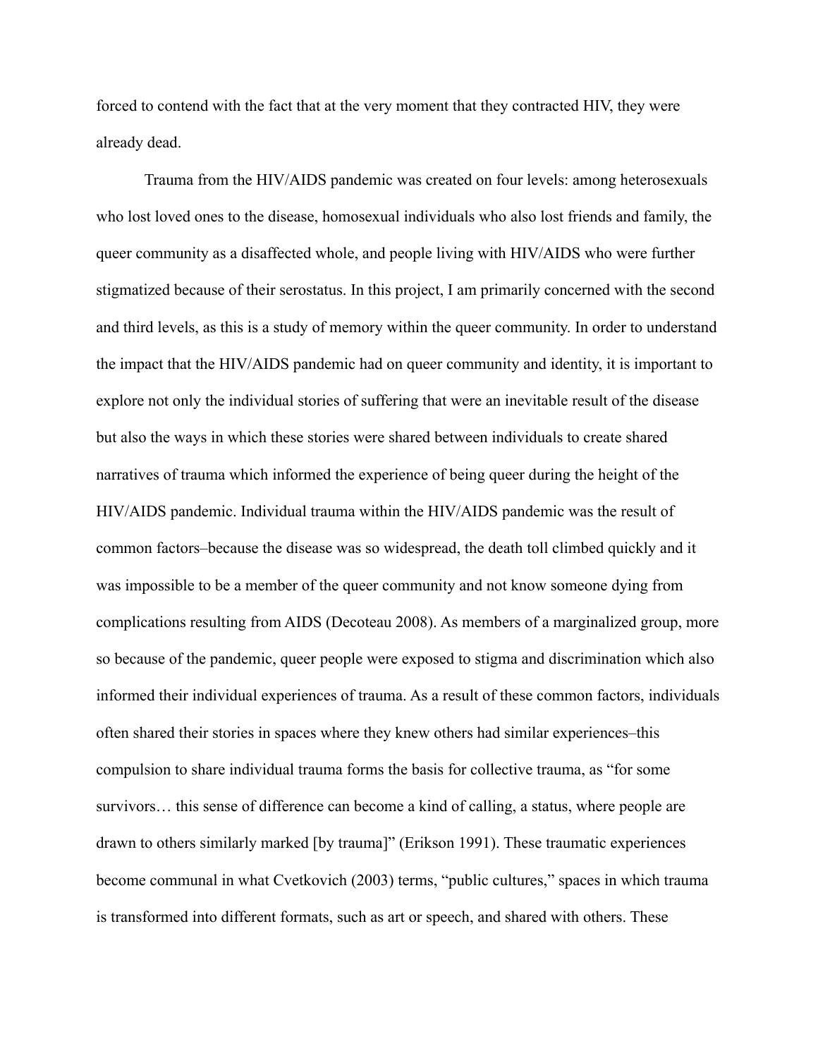forced to contend with the fact that at the very moment that they contracted HIV, they were already dead.

Trauma from the HIV/AIDS pandemic was created on four levels: among heterosexuals who lost loved ones to the disease, homosexual individuals who also lost friends and family, the queer community as a disaffected whole, and people living with HIV/AIDS who were further stigmatized because of their serostatus. In this project, I am primarily concerned with the second and third levels, as this is a study of memory within the queer community. In order to understand the impact that the HIV/AIDS pandemic had on queer community and identity, it is important to explore not only the individual stories of suffering that were an inevitable result of the disease but also the ways in which these stories were shared between individuals to create shared narratives of trauma which informed the experience of being queer during the height of the HIV/AIDS pandemic. Individual trauma within the HIV/AIDS pandemic was the result of common factors–because the disease was so widespread, the death toll climbed quickly and it was impossible to be a member of the queer community and not know someone dying from complications resulting from AIDS (Decoteau 2008). As members of a marginalized group, more so because of the pandemic, queer people were exposed to stigma and discrimination which also informed their individual experiences of trauma. As a result of these common factors, individuals often shared their stories in spaces where they knew others had similar experiences–this compulsion to share individual trauma forms the basis for collective trauma, as "for some survivors… this sense of difference can become a kind of calling, a status, where people are drawn to others similarly marked [by trauma]" (Erikson 1991). These traumatic experiences become communal in what Cvetkovich (2003) terms, "public cultures," spaces in which trauma is transformed into different formats, such as art or speech, and shared with others. These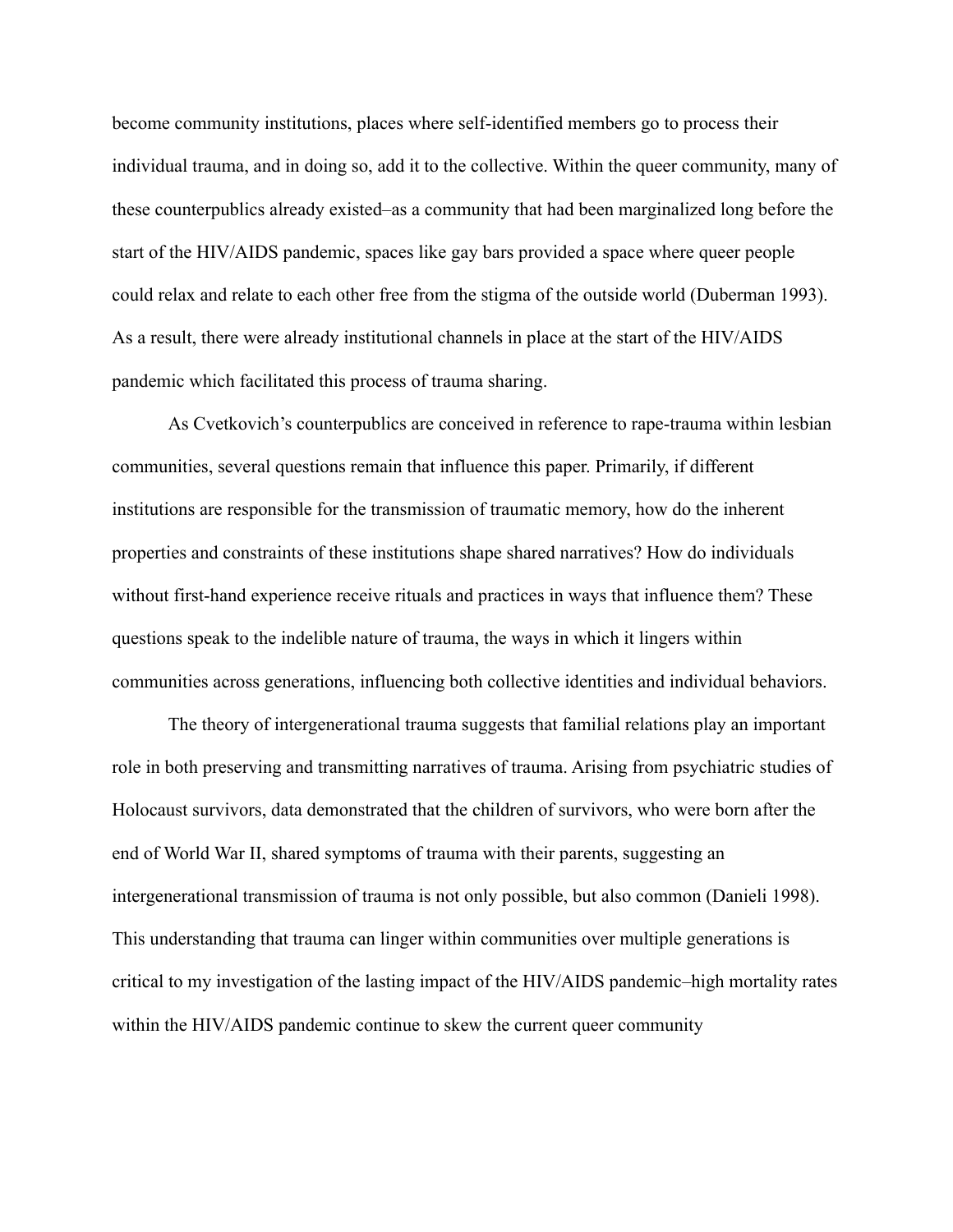become community institutions, places where self-identified members go to process their individual trauma, and in doing so, add it to the collective. Within the queer community, many of these counterpublics already existed–as a community that had been marginalized long before the start of the HIV/AIDS pandemic, spaces like gay bars provided a space where queer people could relax and relate to each other free from the stigma of the outside world (Duberman 1993). As a result, there were already institutional channels in place at the start of the HIV/AIDS pandemic which facilitated this process of trauma sharing.

As Cvetkovich's counterpublics are conceived in reference to rape-trauma within lesbian communities, several questions remain that influence this paper. Primarily, if different institutions are responsible for the transmission of traumatic memory, how do the inherent properties and constraints of these institutions shape shared narratives? How do individuals without first-hand experience receive rituals and practices in ways that influence them? These questions speak to the indelible nature of trauma, the ways in which it lingers within communities across generations, influencing both collective identities and individual behaviors.

The theory of intergenerational trauma suggests that familial relations play an important role in both preserving and transmitting narratives of trauma. Arising from psychiatric studies of Holocaust survivors, data demonstrated that the children of survivors, who were born after the end of World War II, shared symptoms of trauma with their parents, suggesting an intergenerational transmission of trauma is not only possible, but also common (Danieli 1998). This understanding that trauma can linger within communities over multiple generations is critical to my investigation of the lasting impact of the HIV/AIDS pandemic–high mortality rates within the HIV/AIDS pandemic continue to skew the current queer community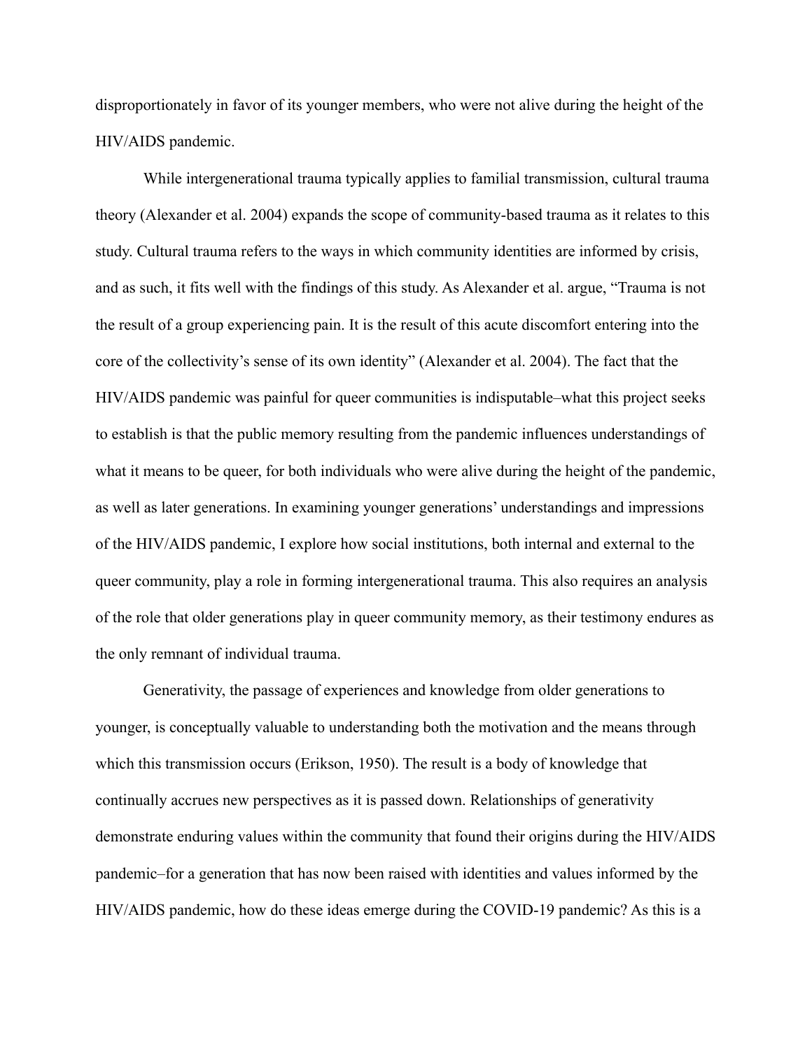disproportionately in favor of its younger members, who were not alive during the height of the HIV/AIDS pandemic.

While intergenerational trauma typically applies to familial transmission, cultural trauma theory (Alexander et al. 2004) expands the scope of community-based trauma as it relates to this study. Cultural trauma refers to the ways in which community identities are informed by crisis, and as such, it fits well with the findings of this study. As Alexander et al. argue, "Trauma is not the result of a group experiencing pain. It is the result of this acute discomfort entering into the core of the collectivity's sense of its own identity" (Alexander et al. 2004). The fact that the HIV/AIDS pandemic was painful for queer communities is indisputable–what this project seeks to establish is that the public memory resulting from the pandemic influences understandings of what it means to be queer, for both individuals who were alive during the height of the pandemic, as well as later generations. In examining younger generations' understandings and impressions of the HIV/AIDS pandemic, I explore how social institutions, both internal and external to the queer community, play a role in forming intergenerational trauma. This also requires an analysis of the role that older generations play in queer community memory, as their testimony endures as the only remnant of individual trauma.

Generativity, the passage of experiences and knowledge from older generations to younger, is conceptually valuable to understanding both the motivation and the means through which this transmission occurs (Erikson, 1950). The result is a body of knowledge that continually accrues new perspectives as it is passed down. Relationships of generativity demonstrate enduring values within the community that found their origins during the HIV/AIDS pandemic–for a generation that has now been raised with identities and values informed by the HIV/AIDS pandemic, how do these ideas emerge during the COVID-19 pandemic? As this is a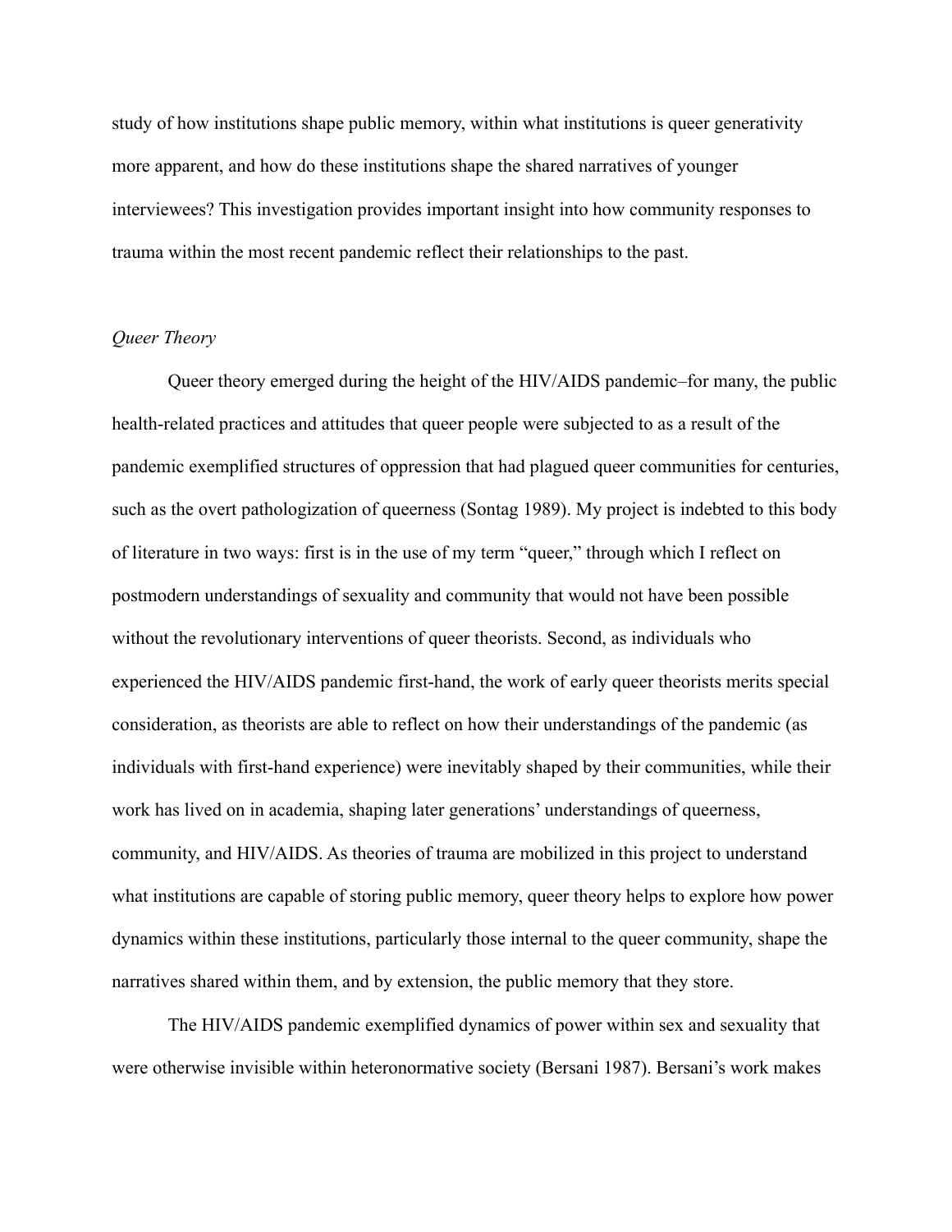study of how institutions shape public memory, within what institutions is queer generativity more apparent, and how do these institutions shape the shared narratives of younger interviewees? This investigation provides important insight into how community responses to trauma within the most recent pandemic reflect their relationships to the past.

### *Queer Theory*

Queer theory emerged during the height of the HIV/AIDS pandemic–for many, the public health-related practices and attitudes that queer people were subjected to as a result of the pandemic exemplified structures of oppression that had plagued queer communities for centuries, such as the overt pathologization of queerness (Sontag 1989). My project is indebted to this body of literature in two ways: first is in the use of my term "queer," through which I reflect on postmodern understandings of sexuality and community that would not have been possible without the revolutionary interventions of queer theorists. Second, as individuals who experienced the HIV/AIDS pandemic first-hand, the work of early queer theorists merits special consideration, as theorists are able to reflect on how their understandings of the pandemic (as individuals with first-hand experience) were inevitably shaped by their communities, while their work has lived on in academia, shaping later generations' understandings of queerness, community, and HIV/AIDS. As theories of trauma are mobilized in this project to understand what institutions are capable of storing public memory, queer theory helps to explore how power dynamics within these institutions, particularly those internal to the queer community, shape the narratives shared within them, and by extension, the public memory that they store.

The HIV/AIDS pandemic exemplified dynamics of power within sex and sexuality that were otherwise invisible within heteronormative society (Bersani 1987). Bersani's work makes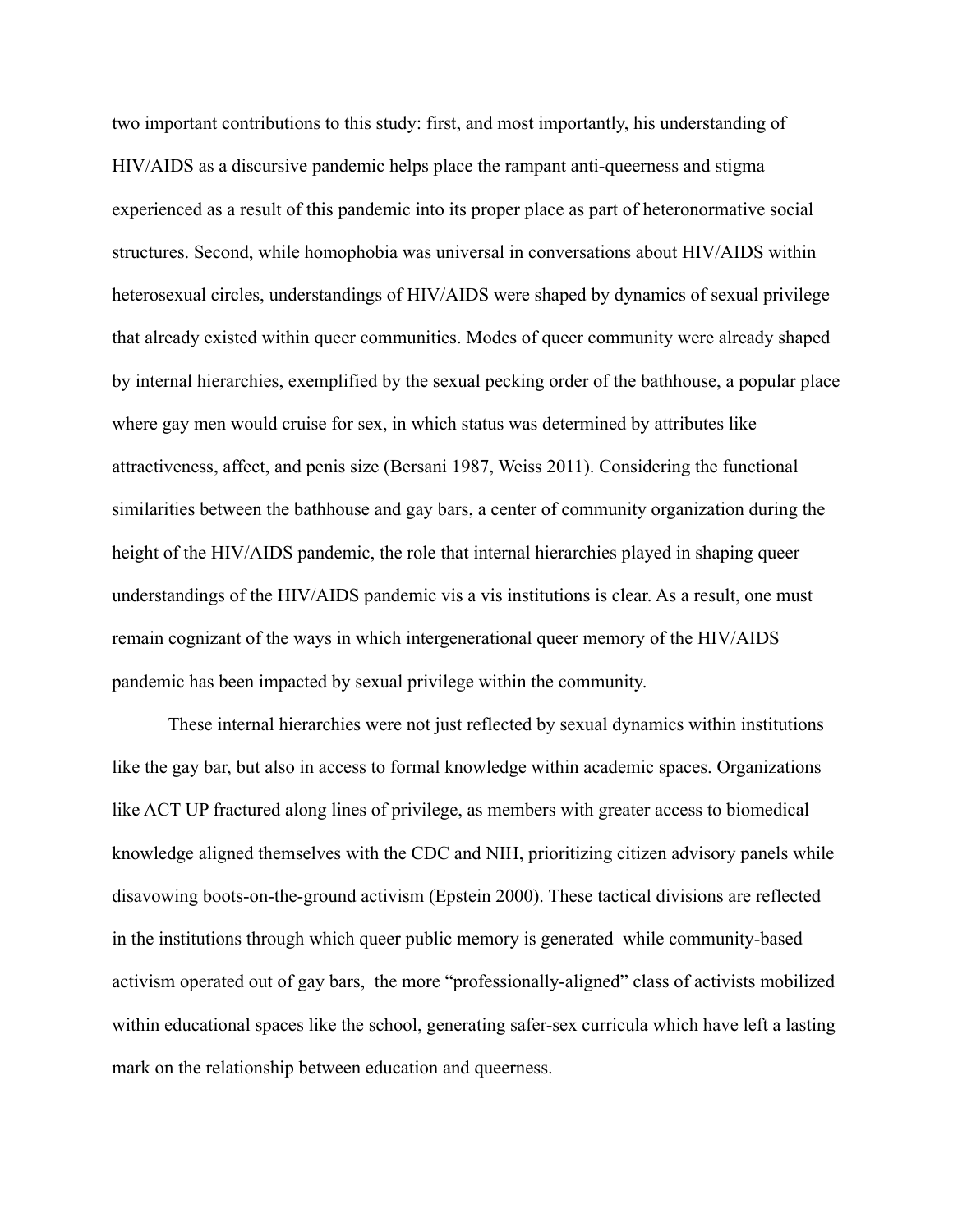two important contributions to this study: first, and most importantly, his understanding of HIV/AIDS as a discursive pandemic helps place the rampant anti-queerness and stigma experienced as a result of this pandemic into its proper place as part of heteronormative social structures. Second, while homophobia was universal in conversations about HIV/AIDS within heterosexual circles, understandings of HIV/AIDS were shaped by dynamics of sexual privilege that already existed within queer communities. Modes of queer community were already shaped by internal hierarchies, exemplified by the sexual pecking order of the bathhouse, a popular place where gay men would cruise for sex, in which status was determined by attributes like attractiveness, affect, and penis size (Bersani 1987, Weiss 2011). Considering the functional similarities between the bathhouse and gay bars, a center of community organization during the height of the HIV/AIDS pandemic, the role that internal hierarchies played in shaping queer understandings of the HIV/AIDS pandemic vis a vis institutions is clear. As a result, one must remain cognizant of the ways in which intergenerational queer memory of the HIV/AIDS pandemic has been impacted by sexual privilege within the community.

These internal hierarchies were not just reflected by sexual dynamics within institutions like the gay bar, but also in access to formal knowledge within academic spaces. Organizations like ACT UP fractured along lines of privilege, as members with greater access to biomedical knowledge aligned themselves with the CDC and NIH, prioritizing citizen advisory panels while disavowing boots-on-the-ground activism (Epstein 2000). These tactical divisions are reflected in the institutions through which queer public memory is generated–while community-based activism operated out of gay bars,  the more "professionally-aligned" class of activists mobilized within educational spaces like the school, generating safer-sex curricula which have left a lasting mark on the relationship between education and queerness.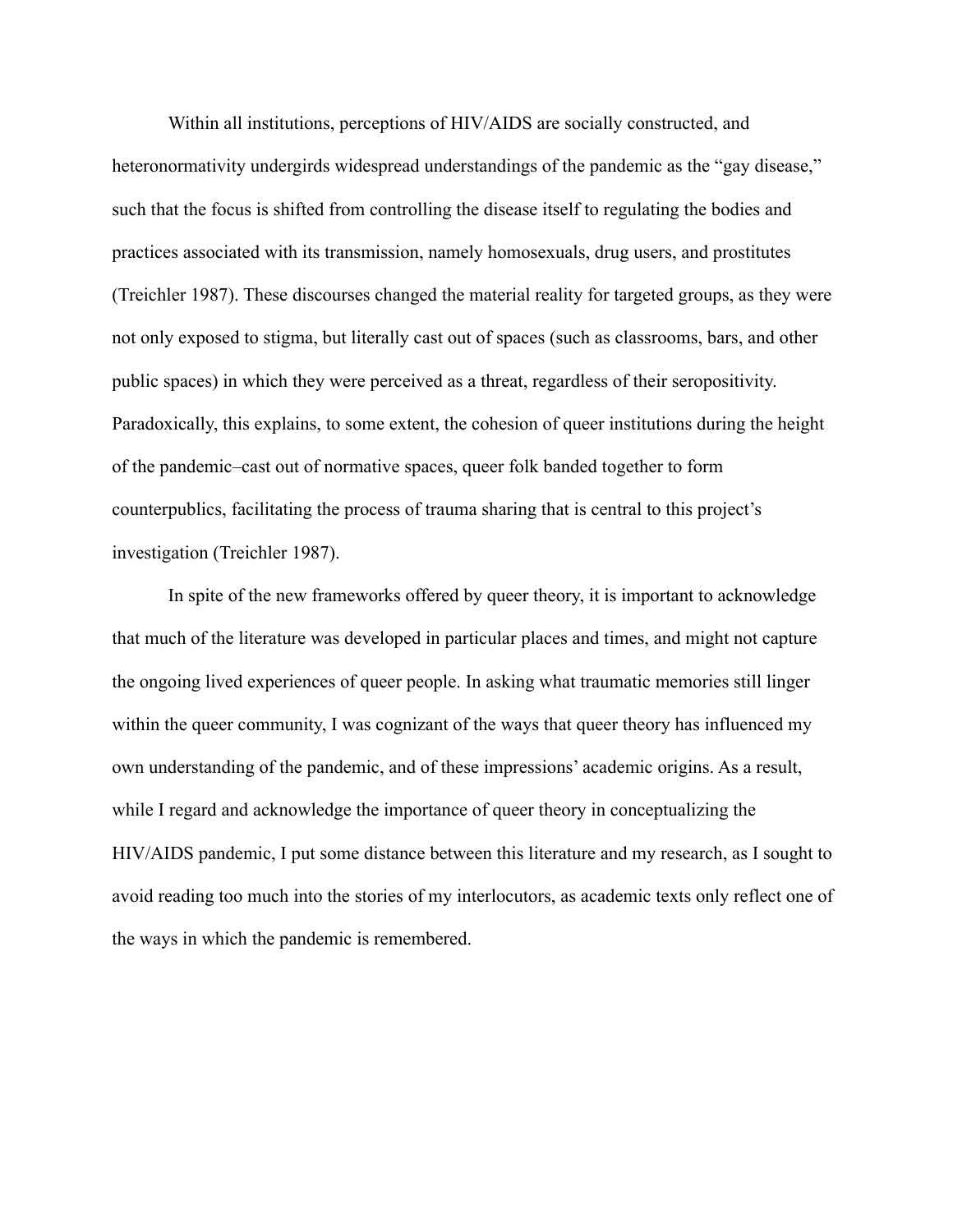Within all institutions, perceptions of HIV/AIDS are socially constructed, and heteronormativity undergirds widespread understandings of the pandemic as the "gay disease," such that the focus is shifted from controlling the disease itself to regulating the bodies and practices associated with its transmission, namely homosexuals, drug users, and prostitutes (Treichler 1987). These discourses changed the material reality for targeted groups, as they were not only exposed to stigma, but literally cast out of spaces (such as classrooms, bars, and other public spaces) in which they were perceived as a threat, regardless of their seropositivity. Paradoxically, this explains, to some extent, the cohesion of queer institutions during the height of the pandemic–cast out of normative spaces, queer folk banded together to form counterpublics, facilitating the process of trauma sharing that is central to this project's investigation (Treichler 1987).

In spite of the new frameworks offered by queer theory, it is important to acknowledge that much of the literature was developed in particular places and times, and might not capture the ongoing lived experiences of queer people. In asking what traumatic memories still linger within the queer community, I was cognizant of the ways that queer theory has influenced my own understanding of the pandemic, and of these impressions' academic origins. As a result, while I regard and acknowledge the importance of queer theory in conceptualizing the HIV/AIDS pandemic, I put some distance between this literature and my research, as I sought to avoid reading too much into the stories of my interlocutors, as academic texts only reflect one of the ways in which the pandemic is remembered.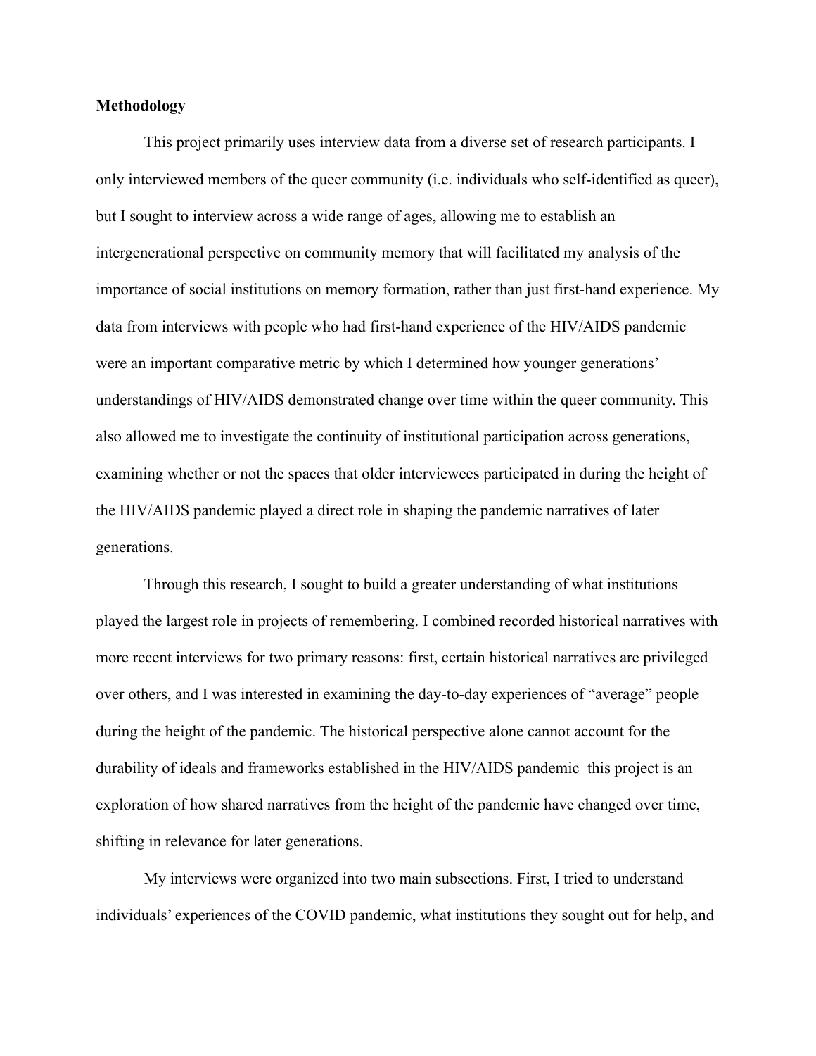**Methodology**

This project primarily uses interview data from a diverse set of research participants. I only interviewed members of the queer community (i.e. individuals who self-identified as queer), but I sought to interview across a wide range of ages, allowing me to establish an intergenerational perspective on community memory that will facilitated my analysis of the importance of social institutions on memory formation, rather than just first-hand experience. My data from interviews with people who had first-hand experience of the HIV/AIDS pandemic were an important comparative metric by which I determined how younger generations' understandings of HIV/AIDS demonstrated change over time within the queer community. This also allowed me to investigate the continuity of institutional participation across generations, examining whether or not the spaces that older interviewees participated in during the height of the HIV/AIDS pandemic played a direct role in shaping the pandemic narratives of later generations.

Through this research, I sought to build a greater understanding of what institutions played the largest role in projects of remembering. I combined recorded historical narratives with more recent interviews for two primary reasons: first, certain historical narratives are privileged over others, and I was interested in examining the day-to-day experiences of "average" people during the height of the pandemic. The historical perspective alone cannot account for the durability of ideals and frameworks established in the HIV/AIDS pandemic–this project is an exploration of how shared narratives from the height of the pandemic have changed over time, shifting in relevance for later generations.

My interviews were organized into two main subsections. First, I tried to understand individuals' experiences of the COVID pandemic, what institutions they sought out for help, and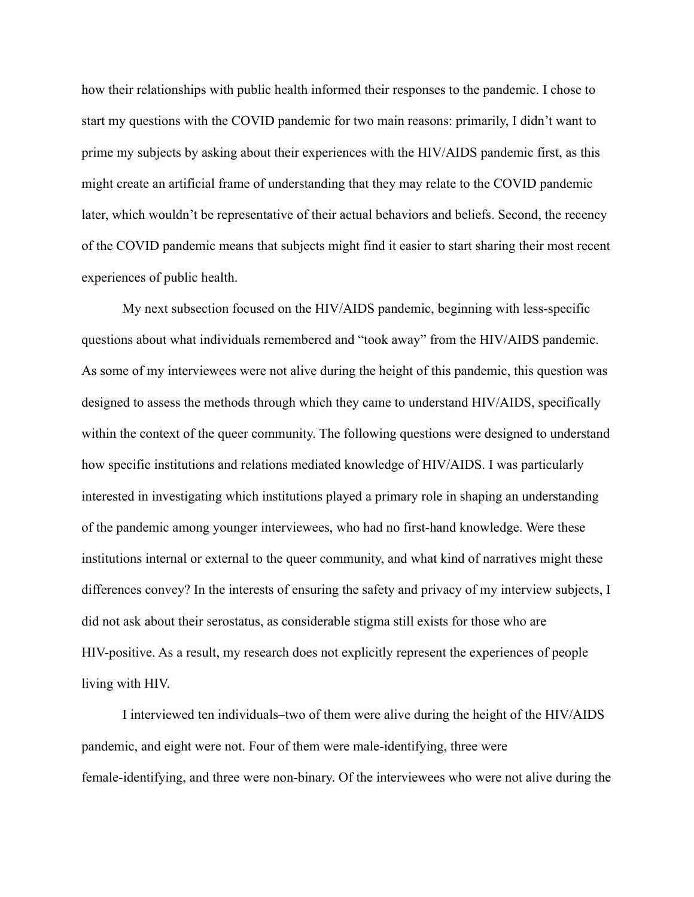how their relationships with public health informed their responses to the pandemic. I chose to start my questions with the COVID pandemic for two main reasons: primarily, I didn't want to prime my subjects by asking about their experiences with the HIV/AIDS pandemic first, as this might create an artificial frame of understanding that they may relate to the COVID pandemic later, which wouldn't be representative of their actual behaviors and beliefs. Second, the recency of the COVID pandemic means that subjects might find it easier to start sharing their most recent experiences of public health.

My next subsection focused on the HIV/AIDS pandemic, beginning with less-specific questions about what individuals remembered and "took away" from the HIV/AIDS pandemic. As some of my interviewees were not alive during the height of this pandemic, this question was designed to assess the methods through which they came to understand HIV/AIDS, specifically within the context of the queer community. The following questions were designed to understand how specific institutions and relations mediated knowledge of HIV/AIDS. I was particularly interested in investigating which institutions played a primary role in shaping an understanding of the pandemic among younger interviewees, who had no first-hand knowledge. Were these institutions internal or external to the queer community, and what kind of narratives might these differences convey? In the interests of ensuring the safety and privacy of my interview subjects, I did not ask about their serostatus, as considerable stigma still exists for those who are HIV-positive. As a result, my research does not explicitly represent the experiences of people living with HIV.

I interviewed ten individuals–two of them were alive during the height of the HIV/AIDS pandemic, and eight were not. Four of them were male-identifying, three were female-identifying, and three were non-binary. Of the interviewees who were not alive during the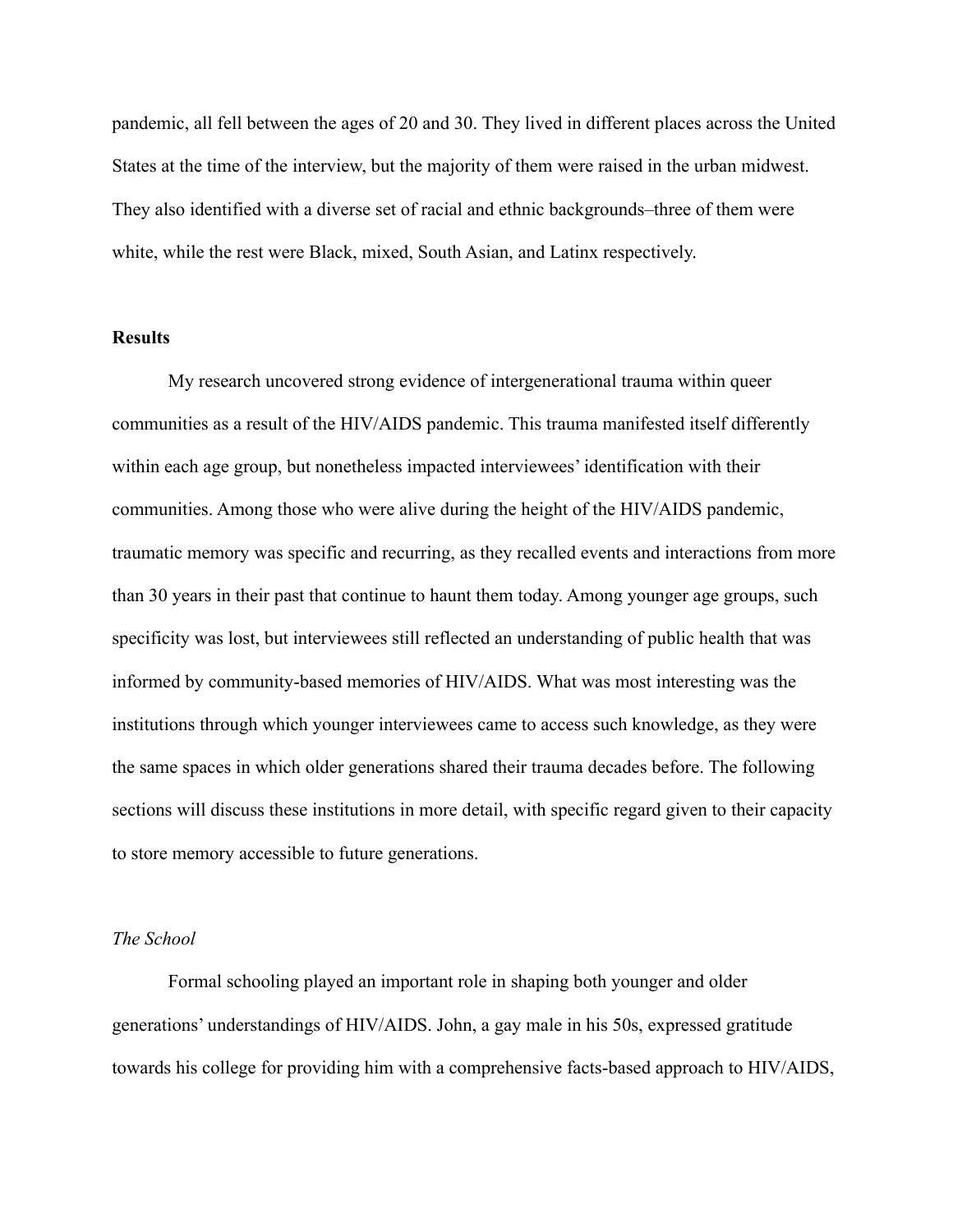pandemic, all fell between the ages of 20 and 30. They lived in different places across the United States at the time of the interview, but the majority of them were raised in the urban midwest. They also identified with a diverse set of racial and ethnic backgrounds–three of them were white, while the rest were Black, mixed, South Asian, and Latinx respectively.

**Results**

My research uncovered strong evidence of intergenerational trauma within queer communities as a result of the HIV/AIDS pandemic. This trauma manifested itself differently within each age group, but nonetheless impacted interviewees' identification with their communities. Among those who were alive during the height of the HIV/AIDS pandemic, traumatic memory was specific and recurring, as they recalled events and interactions from more than 30 years in their past that continue to haunt them today. Among younger age groups, such specificity was lost, but interviewees still reflected an understanding of public health that was informed by community-based memories of HIV/AIDS. What was most interesting was the institutions through which younger interviewees came to access such knowledge, as they were the same spaces in which older generations shared their trauma decades before. The following sections will discuss these institutions in more detail, with specific regard given to their capacity to store memory accessible to future generations.

*The School*

Formal schooling played an important role in shaping both younger and older generations' understandings of HIV/AIDS. John, a gay male in his 50s, expressed gratitude towards his college for providing him with a comprehensive facts-based approach to HIV/AIDS,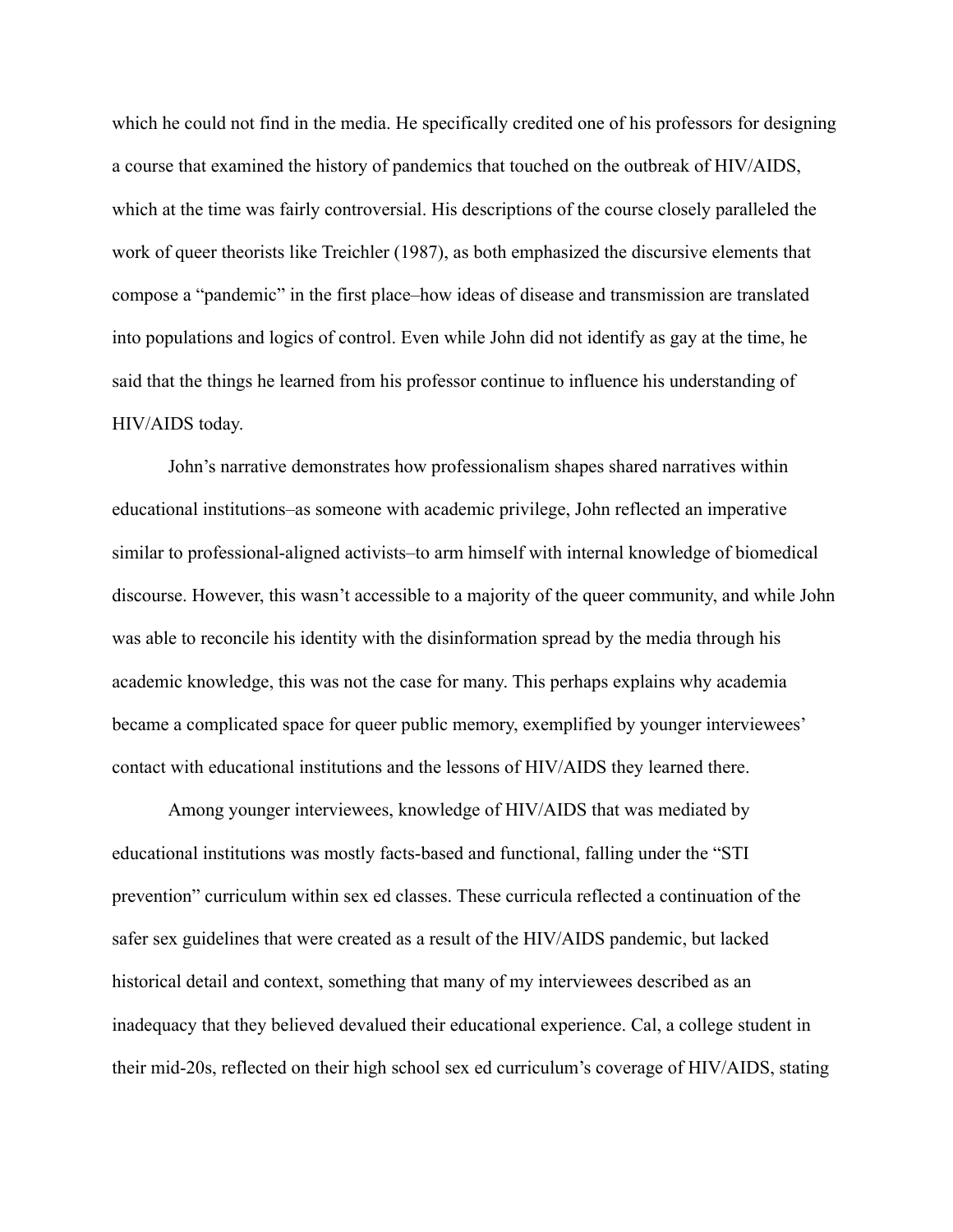which he could not find in the media. He specifically credited one of his professors for designing a course that examined the history of pandemics that touched on the outbreak of HIV/AIDS, which at the time was fairly controversial. His descriptions of the course closely paralleled the work of queer theorists like Treichler (1987), as both emphasized the discursive elements that compose a "pandemic" in the first place–how ideas of disease and transmission are translated into populations and logics of control. Even while John did not identify as gay at the time, he said that the things he learned from his professor continue to influence his understanding of HIV/AIDS today.

John's narrative demonstrates how professionalism shapes shared narratives within educational institutions–as someone with academic privilege, John reflected an imperative similar to professional-aligned activists–to arm himself with internal knowledge of biomedical discourse. However, this wasn't accessible to a majority of the queer community, and while John was able to reconcile his identity with the disinformation spread by the media through his academic knowledge, this was not the case for many. This perhaps explains why academia became a complicated space for queer public memory, exemplified by younger interviewees' contact with educational institutions and the lessons of HIV/AIDS they learned there.

Among younger interviewees, knowledge of HIV/AIDS that was mediated by educational institutions was mostly facts-based and functional, falling under the "STI prevention" curriculum within sex ed classes. These curricula reflected a continuation of the safer sex guidelines that were created as a result of the HIV/AIDS pandemic, but lacked historical detail and context, something that many of my interviewees described as an inadequacy that they believed devalued their educational experience. Cal, a college student in their mid-20s, reflected on their high school sex ed curriculum's coverage of HIV/AIDS, stating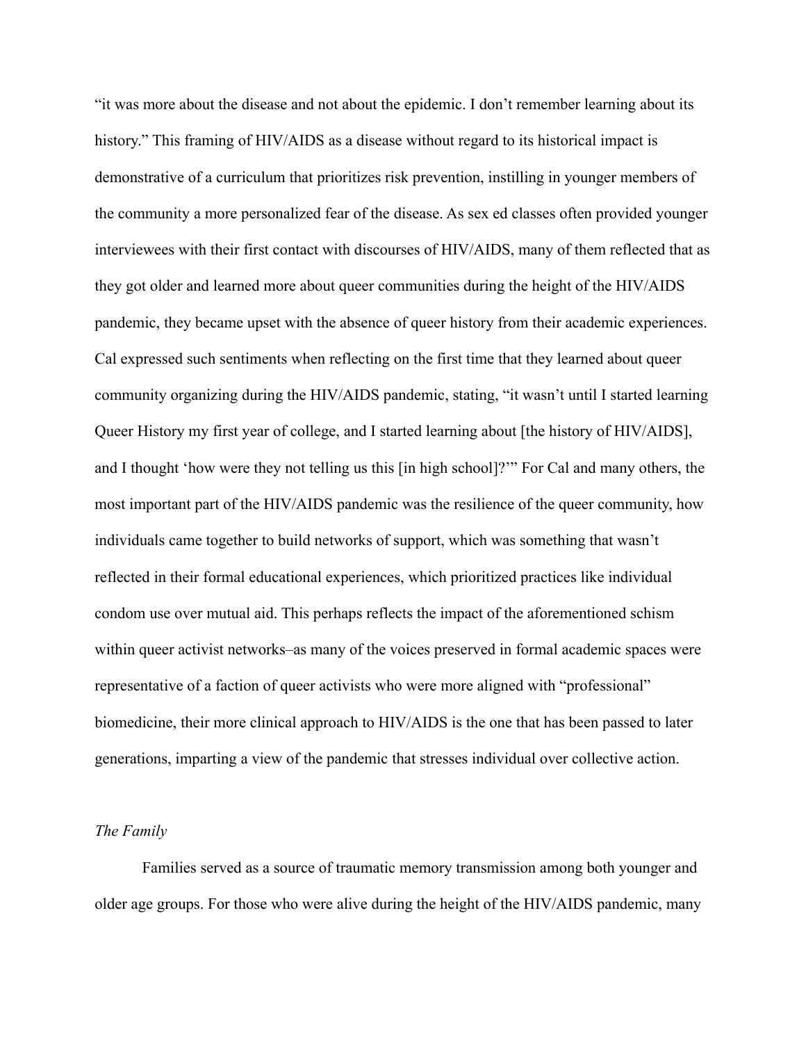"it was more about the disease and not about the epidemic. I don't remember learning about its history." This framing of HIV/AIDS as a disease without regard to its historical impact is demonstrative of a curriculum that prioritizes risk prevention, instilling in younger members of the community a more personalized fear of the disease. As sex ed classes often provided younger interviewees with their first contact with discourses of HIV/AIDS, many of them reflected that as they got older and learned more about queer communities during the height of the HIV/AIDS pandemic, they became upset with the absence of queer history from their academic experiences. Cal expressed such sentiments when reflecting on the first time that they learned about queer community organizing during the HIV/AIDS pandemic, stating, "it wasn't until I started learning Queer History my first year of college, and I started learning about [the history of HIV/AIDS], and I thought 'how were they not telling us this [in high school]?'" For Cal and many others, the most important part of the HIV/AIDS pandemic was the resilience of the queer community, how individuals came together to build networks of support, which was something that wasn't reflected in their formal educational experiences, which prioritized practices like individual condom use over mutual aid. This perhaps reflects the impact of the aforementioned schism within queer activist networks–as many of the voices preserved in formal academic spaces were representative of a faction of queer activists who were more aligned with "professional" biomedicine, their more clinical approach to HIV/AIDS is the one that has been passed to later generations, imparting a view of the pandemic that stresses individual over collective action.

*The Family*

Families served as a source of traumatic memory transmission among both younger and older age groups. For those who were alive during the height of the HIV/AIDS pandemic, many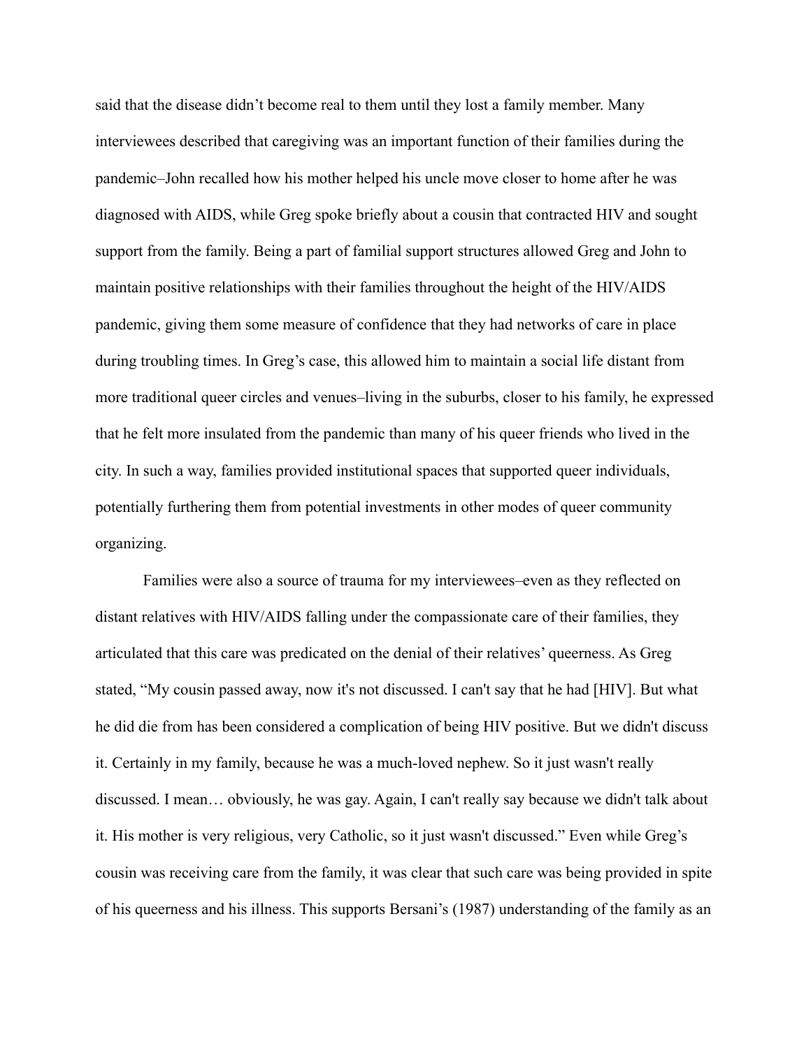said that the disease didn't become real to them until they lost a family member. Many interviewees described that caregiving was an important function of their families during the pandemic–John recalled how his mother helped his uncle move closer to home after he was diagnosed with AIDS, while Greg spoke briefly about a cousin that contracted HIV and sought support from the family. Being a part of familial support structures allowed Greg and John to maintain positive relationships with their families throughout the height of the HIV/AIDS pandemic, giving them some measure of confidence that they had networks of care in place during troubling times. In Greg's case, this allowed him to maintain a social life distant from more traditional queer circles and venues–living in the suburbs, closer to his family, he expressed that he felt more insulated from the pandemic than many of his queer friends who lived in the city. In such a way, families provided institutional spaces that supported queer individuals, potentially furthering them from potential investments in other modes of queer community organizing.

Families were also a source of trauma for my interviewees–even as they reflected on distant relatives with HIV/AIDS falling under the compassionate care of their families, they articulated that this care was predicated on the denial of their relatives' queerness. As Greg stated, "My cousin passed away, now it's not discussed. I can't say that he had [HIV]. But what he did die from has been considered a complication of being HIV positive. But we didn't discuss it. Certainly in my family, because he was a much-loved nephew. So it just wasn't really discussed. I mean… obviously, he was gay. Again, I can't really say because we didn't talk about it. His mother is very religious, very Catholic, so it just wasn't discussed." Even while Greg's cousin was receiving care from the family, it was clear that such care was being provided in spite of his queerness and his illness. This supports Bersani's (1987) understanding of the family as an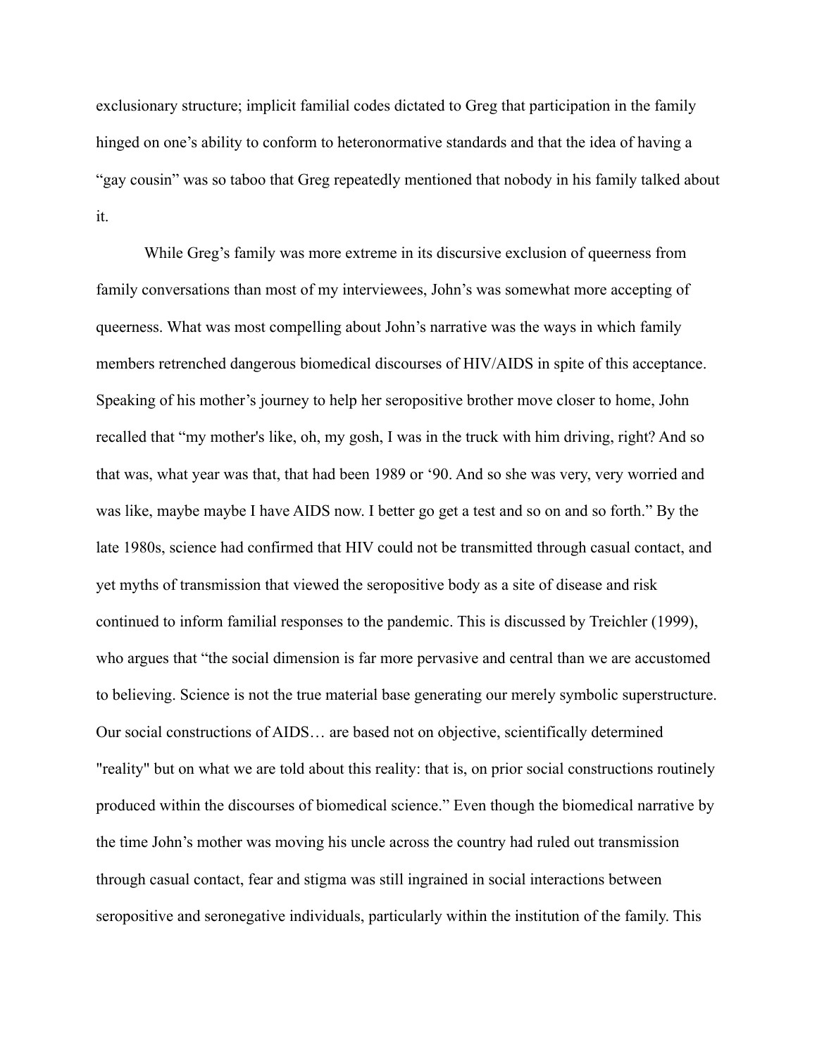exclusionary structure; implicit familial codes dictated to Greg that participation in the family hinged on one's ability to conform to heteronormative standards and that the idea of having a "gay cousin" was so taboo that Greg repeatedly mentioned that nobody in his family talked about it.

While Greg's family was more extreme in its discursive exclusion of queerness from family conversations than most of my interviewees, John's was somewhat more accepting of queerness. What was most compelling about John's narrative was the ways in which family members retrenched dangerous biomedical discourses of HIV/AIDS in spite of this acceptance. Speaking of his mother's journey to help her seropositive brother move closer to home, John recalled that "my mother's like, oh, my gosh, I was in the truck with him driving, right? And so that was, what year was that, that had been 1989 or '90. And so she was very, very worried and was like, maybe maybe I have AIDS now. I better go get a test and so on and so forth." By the late 1980s, science had confirmed that HIV could not be transmitted through casual contact, and yet myths of transmission that viewed the seropositive body as a site of disease and risk continued to inform familial responses to the pandemic. This is discussed by Treichler (1999), who argues that "the social dimension is far more pervasive and central than we are accustomed to believing. Science is not the true material base generating our merely symbolic superstructure. Our social constructions of AIDS… are based not on objective, scientifically determined "reality" but on what we are told about this reality: that is, on prior social constructions routinely produced within the discourses of biomedical science." Even though the biomedical narrative by the time John's mother was moving his uncle across the country had ruled out transmission through casual contact, fear and stigma was still ingrained in social interactions between seropositive and seronegative individuals, particularly within the institution of the family. This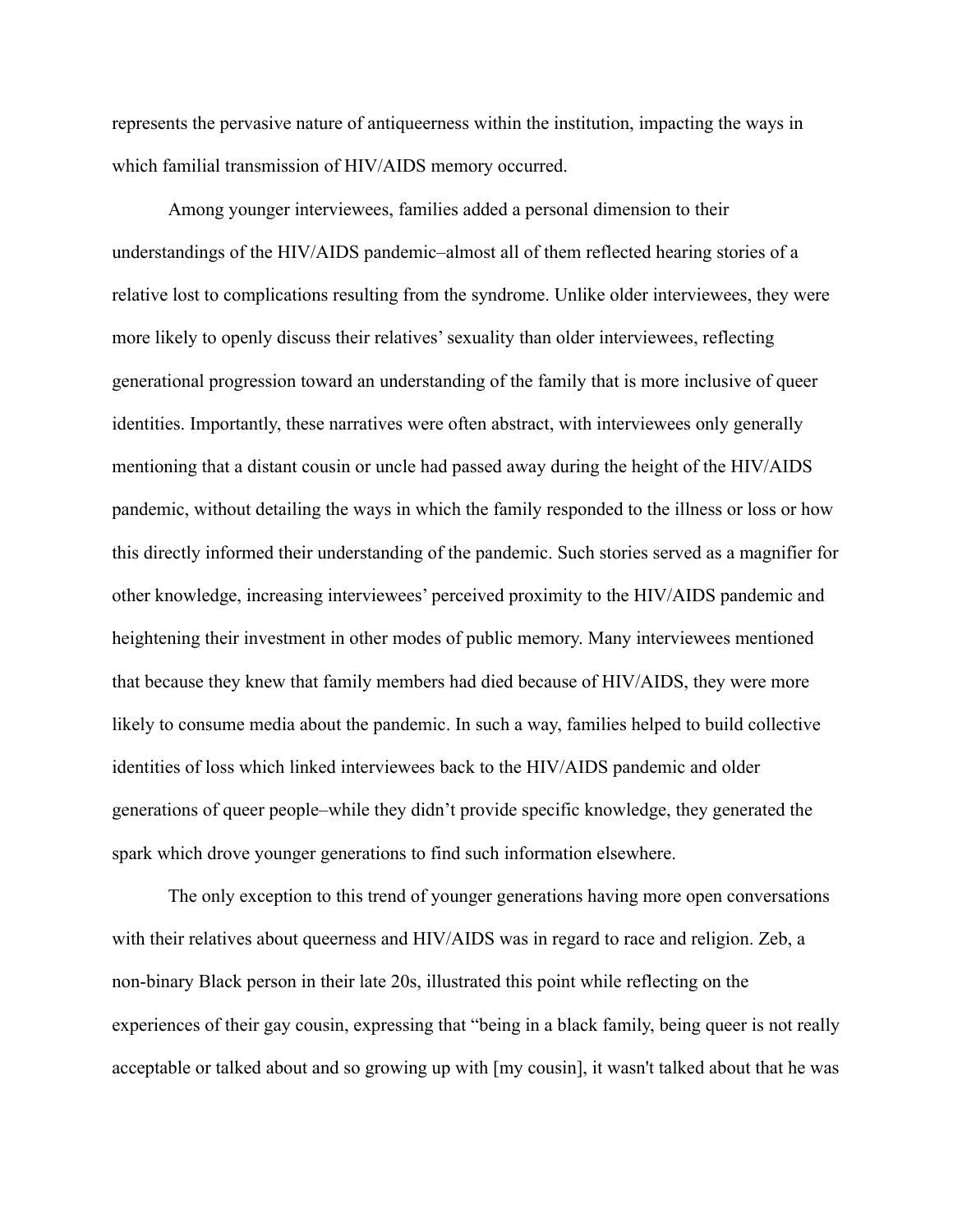represents the pervasive nature of antiqueerness within the institution, impacting the ways in which familial transmission of HIV/AIDS memory occurred.

Among younger interviewees, families added a personal dimension to their understandings of the HIV/AIDS pandemic–almost all of them reflected hearing stories of a relative lost to complications resulting from the syndrome. Unlike older interviewees, they were more likely to openly discuss their relatives' sexuality than older interviewees, reflecting generational progression toward an understanding of the family that is more inclusive of queer identities. Importantly, these narratives were often abstract, with interviewees only generally mentioning that a distant cousin or uncle had passed away during the height of the HIV/AIDS pandemic, without detailing the ways in which the family responded to the illness or loss or how this directly informed their understanding of the pandemic. Such stories served as a magnifier for other knowledge, increasing interviewees' perceived proximity to the HIV/AIDS pandemic and heightening their investment in other modes of public memory. Many interviewees mentioned that because they knew that family members had died because of HIV/AIDS, they were more likely to consume media about the pandemic. In such a way, families helped to build collective identities of loss which linked interviewees back to the HIV/AIDS pandemic and older generations of queer people–while they didn't provide specific knowledge, they generated the spark which drove younger generations to find such information elsewhere.

The only exception to this trend of younger generations having more open conversations with their relatives about queerness and HIV/AIDS was in regard to race and religion. Zeb, a non-binary Black person in their late 20s, illustrated this point while reflecting on the experiences of their gay cousin, expressing that "being in a black family, being queer is not really acceptable or talked about and so growing up with [my cousin], it wasn't talked about that he was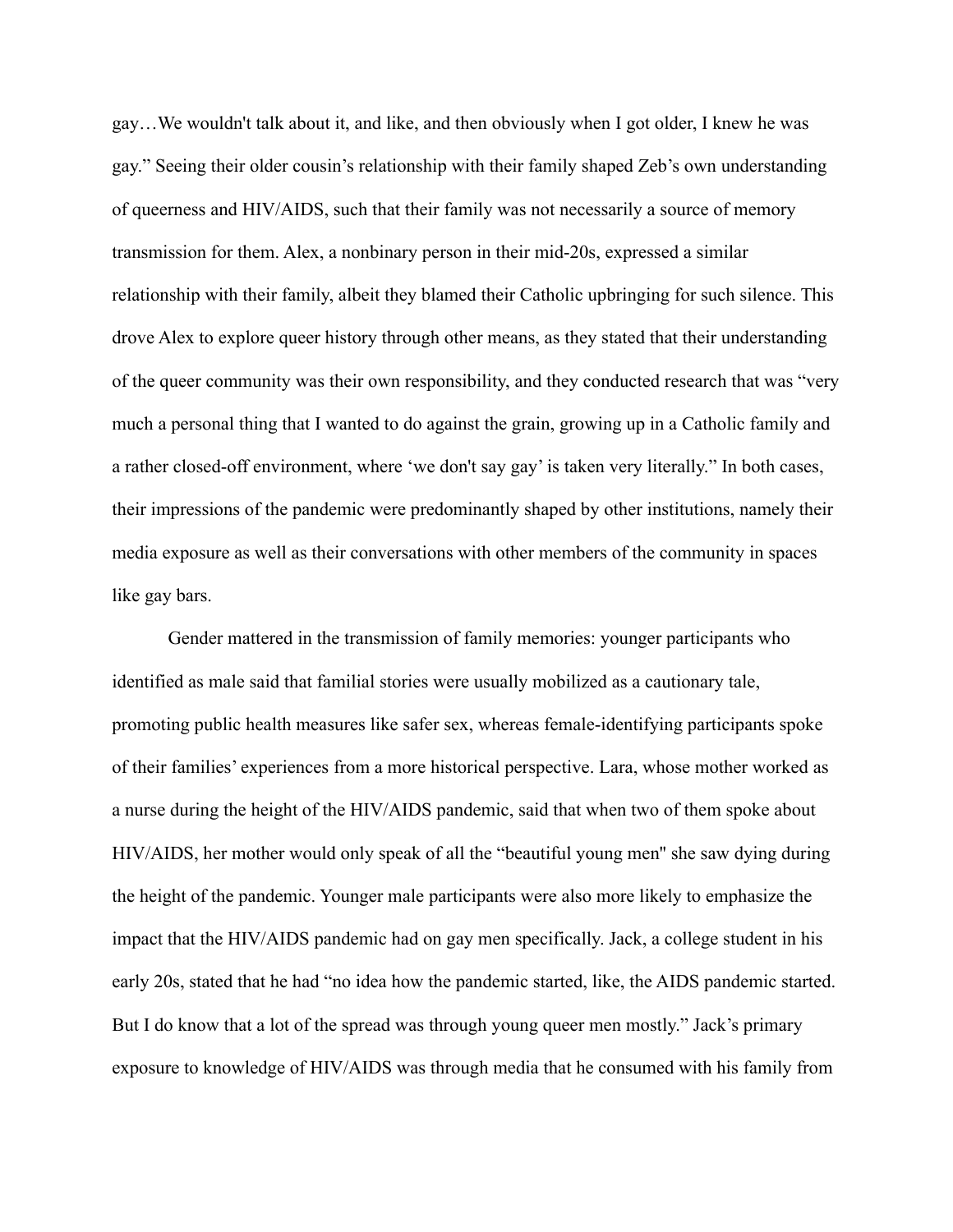gay…We wouldn't talk about it, and like, and then obviously when I got older, I knew he was gay." Seeing their older cousin's relationship with their family shaped Zeb's own understanding of queerness and HIV/AIDS, such that their family was not necessarily a source of memory transmission for them. Alex, a nonbinary person in their mid-20s, expressed a similar relationship with their family, albeit they blamed their Catholic upbringing for such silence. This drove Alex to explore queer history through other means, as they stated that their understanding of the queer community was their own responsibility, and they conducted research that was "very much a personal thing that I wanted to do against the grain, growing up in a Catholic family and a rather closed-off environment, where 'we don't say gay' is taken very literally." In both cases, their impressions of the pandemic were predominantly shaped by other institutions, namely their media exposure as well as their conversations with other members of the community in spaces like gay bars.

Gender mattered in the transmission of family memories: younger participants who identified as male said that familial stories were usually mobilized as a cautionary tale, promoting public health measures like safer sex, whereas female-identifying participants spoke of their families' experiences from a more historical perspective. Lara, whose mother worked as a nurse during the height of the HIV/AIDS pandemic, said that when two of them spoke about HIV/AIDS, her mother would only speak of all the "beautiful young men" she saw dying during the height of the pandemic. Younger male participants were also more likely to emphasize the impact that the HIV/AIDS pandemic had on gay men specifically. Jack, a college student in his early 20s, stated that he had "no idea how the pandemic started, like, the AIDS pandemic started. But I do know that a lot of the spread was through young queer men mostly." Jack's primary exposure to knowledge of HIV/AIDS was through media that he consumed with his family from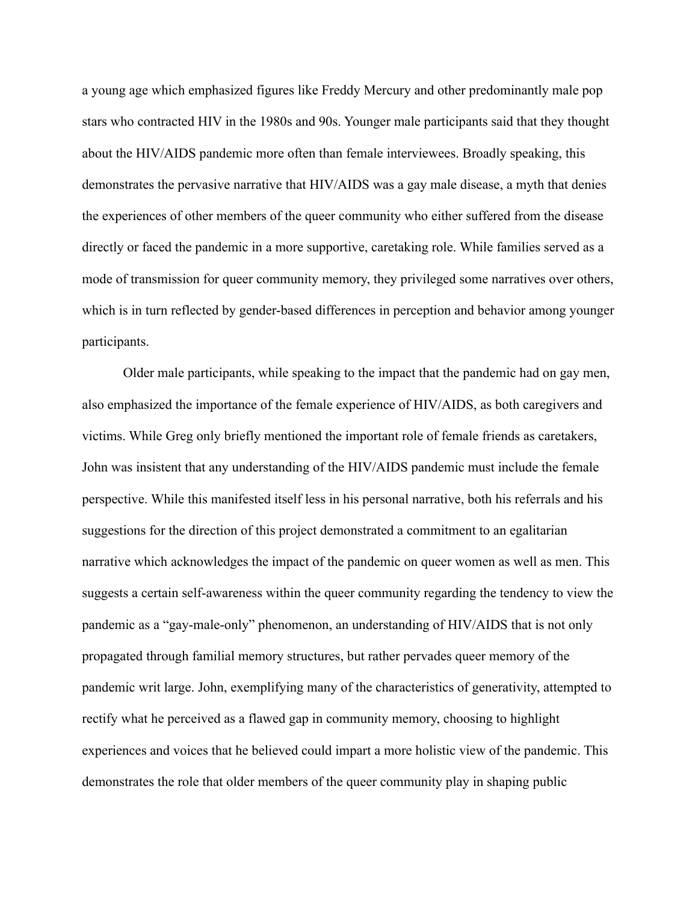a young age which emphasized figures like Freddy Mercury and other predominantly male pop stars who contracted HIV in the 1980s and 90s. Younger male participants said that they thought about the HIV/AIDS pandemic more often than female interviewees. Broadly speaking, this demonstrates the pervasive narrative that HIV/AIDS was a gay male disease, a myth that denies the experiences of other members of the queer community who either suffered from the disease directly or faced the pandemic in a more supportive, caretaking role. While families served as a mode of transmission for queer community memory, they privileged some narratives over others, which is in turn reflected by gender-based differences in perception and behavior among younger participants.

Older male participants, while speaking to the impact that the pandemic had on gay men, also emphasized the importance of the female experience of HIV/AIDS, as both caregivers and victims. While Greg only briefly mentioned the important role of female friends as caretakers, John was insistent that any understanding of the HIV/AIDS pandemic must include the female perspective. While this manifested itself less in his personal narrative, both his referrals and his suggestions for the direction of this project demonstrated a commitment to an egalitarian narrative which acknowledges the impact of the pandemic on queer women as well as men. This suggests a certain self-awareness within the queer community regarding the tendency to view the pandemic as a "gay-male-only" phenomenon, an understanding of HIV/AIDS that is not only propagated through familial memory structures, but rather pervades queer memory of the pandemic writ large. John, exemplifying many of the characteristics of generativity, attempted to rectify what he perceived as a flawed gap in community memory, choosing to highlight experiences and voices that he believed could impart a more holistic view of the pandemic. This demonstrates the role that older members of the queer community play in shaping public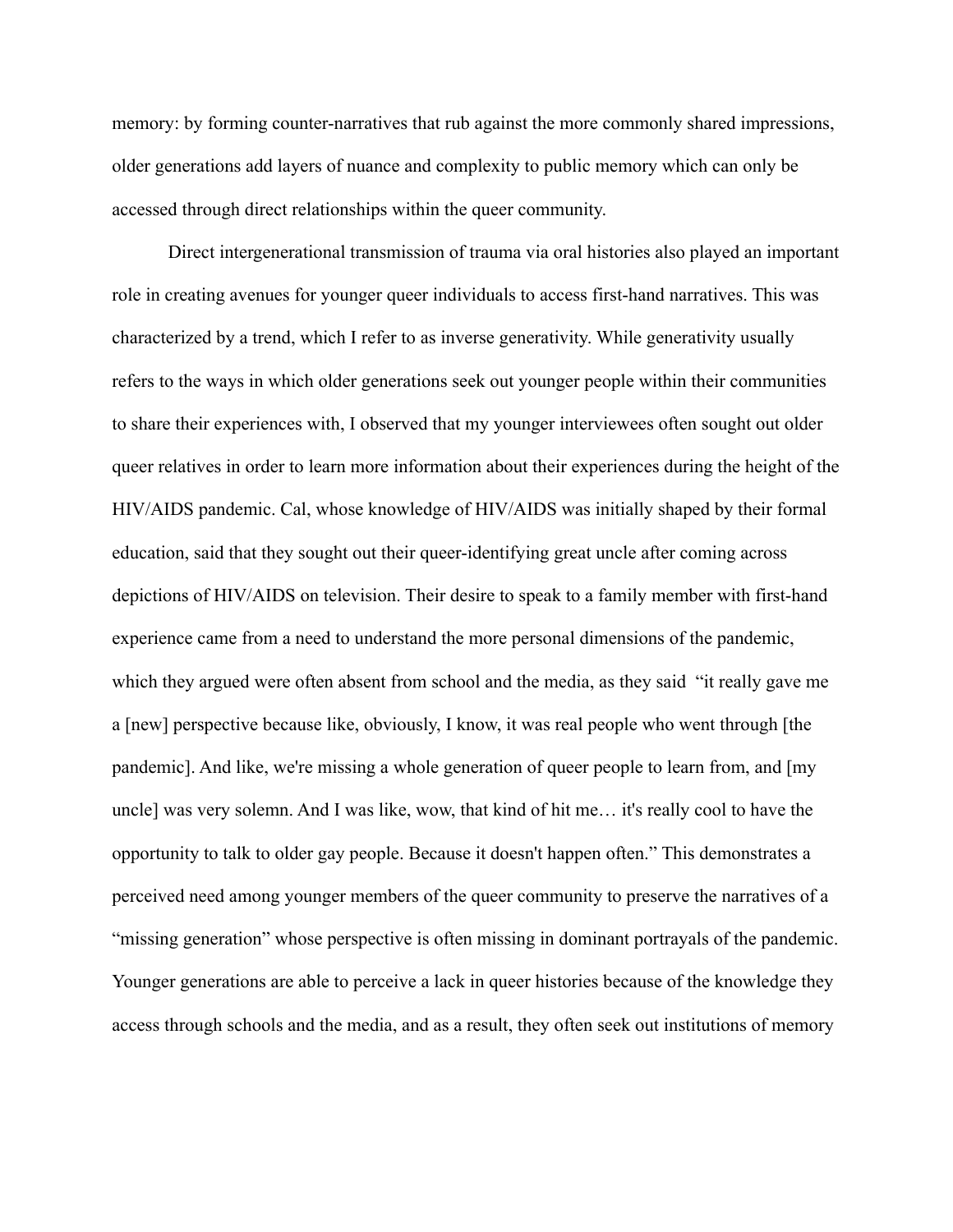memory: by forming counter-narratives that rub against the more commonly shared impressions, older generations add layers of nuance and complexity to public memory which can only be accessed through direct relationships within the queer community.

Direct intergenerational transmission of trauma via oral histories also played an important role in creating avenues for younger queer individuals to access first-hand narratives. This was characterized by a trend, which I refer to as inverse generativity. While generativity usually refers to the ways in which older generations seek out younger people within their communities to share their experiences with, I observed that my younger interviewees often sought out older queer relatives in order to learn more information about their experiences during the height of the HIV/AIDS pandemic. Cal, whose knowledge of HIV/AIDS was initially shaped by their formal education, said that they sought out their queer-identifying great uncle after coming across depictions of HIV/AIDS on television. Their desire to speak to a family member with first-hand experience came from a need to understand the more personal dimensions of the pandemic, which they argued were often absent from school and the media, as they said "it really gave me a [new] perspective because like, obviously, I know, it was real people who went through [the pandemic]. And like, we're missing a whole generation of queer people to learn from, and [my uncle] was very solemn. And I was like, wow, that kind of hit me… it's really cool to have the opportunity to talk to older gay people. Because it doesn't happen often." This demonstrates a perceived need among younger members of the queer community to preserve the narratives of a "missing generation" whose perspective is often missing in dominant portrayals of the pandemic. Younger generations are able to perceive a lack in queer histories because of the knowledge they access through schools and the media, and as a result, they often seek out institutions of memory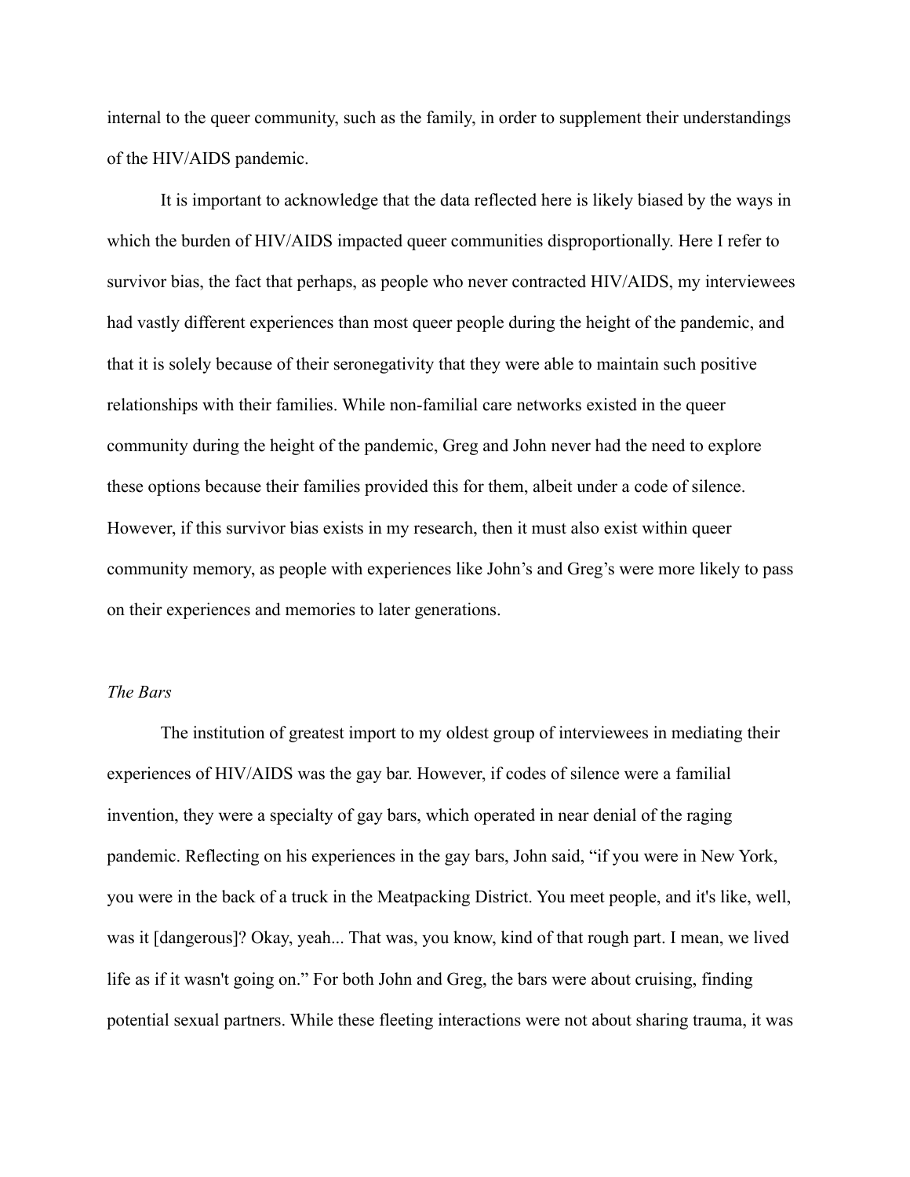internal to the queer community, such as the family, in order to supplement their understandings of the HIV/AIDS pandemic.

It is important to acknowledge that the data reflected here is likely biased by the ways in which the burden of HIV/AIDS impacted queer communities disproportionally. Here I refer to survivor bias, the fact that perhaps, as people who never contracted HIV/AIDS, my interviewees had vastly different experiences than most queer people during the height of the pandemic, and that it is solely because of their seronegativity that they were able to maintain such positive relationships with their families. While non-familial care networks existed in the queer community during the height of the pandemic, Greg and John never had the need to explore these options because their families provided this for them, albeit under a code of silence. However, if this survivor bias exists in my research, then it must also exist within queer community memory, as people with experiences like John's and Greg's were more likely to pass on their experiences and memories to later generations.

*The Bars*

The institution of greatest import to my oldest group of interviewees in mediating their experiences of HIV/AIDS was the gay bar. However, if codes of silence were a familial invention, they were a specialty of gay bars, which operated in near denial of the raging pandemic. Reflecting on his experiences in the gay bars, John said, "if you were in New York, you were in the back of a truck in the Meatpacking District. You meet people, and it's like, well, was it [dangerous]? Okay, yeah... That was, you know, kind of that rough part. I mean, we lived life as if it wasn't going on." For both John and Greg, the bars were about cruising, finding potential sexual partners. While these fleeting interactions were not about sharing trauma, it was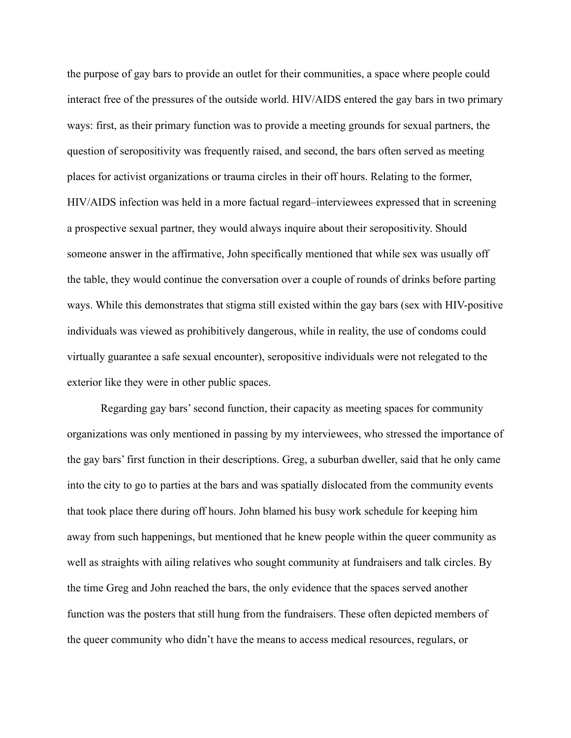the purpose of gay bars to provide an outlet for their communities, a space where people could interact free of the pressures of the outside world. HIV/AIDS entered the gay bars in two primary ways: first, as their primary function was to provide a meeting grounds for sexual partners, the question of seropositivity was frequently raised, and second, the bars often served as meeting places for activist organizations or trauma circles in their off hours. Relating to the former, HIV/AIDS infection was held in a more factual regard–interviewees expressed that in screening a prospective sexual partner, they would always inquire about their seropositivity. Should someone answer in the affirmative, John specifically mentioned that while sex was usually off the table, they would continue the conversation over a couple of rounds of drinks before parting ways. While this demonstrates that stigma still existed within the gay bars (sex with HIV-positive individuals was viewed as prohibitively dangerous, while in reality, the use of condoms could virtually guarantee a safe sexual encounter), seropositive individuals were not relegated to the exterior like they were in other public spaces.

Regarding gay bars' second function, their capacity as meeting spaces for community organizations was only mentioned in passing by my interviewees, who stressed the importance of the gay bars' first function in their descriptions. Greg, a suburban dweller, said that he only came into the city to go to parties at the bars and was spatially dislocated from the community events that took place there during off hours. John blamed his busy work schedule for keeping him away from such happenings, but mentioned that he knew people within the queer community as well as straights with ailing relatives who sought community at fundraisers and talk circles. By the time Greg and John reached the bars, the only evidence that the spaces served another function was the posters that still hung from the fundraisers. These often depicted members of the queer community who didn't have the means to access medical resources, regulars, or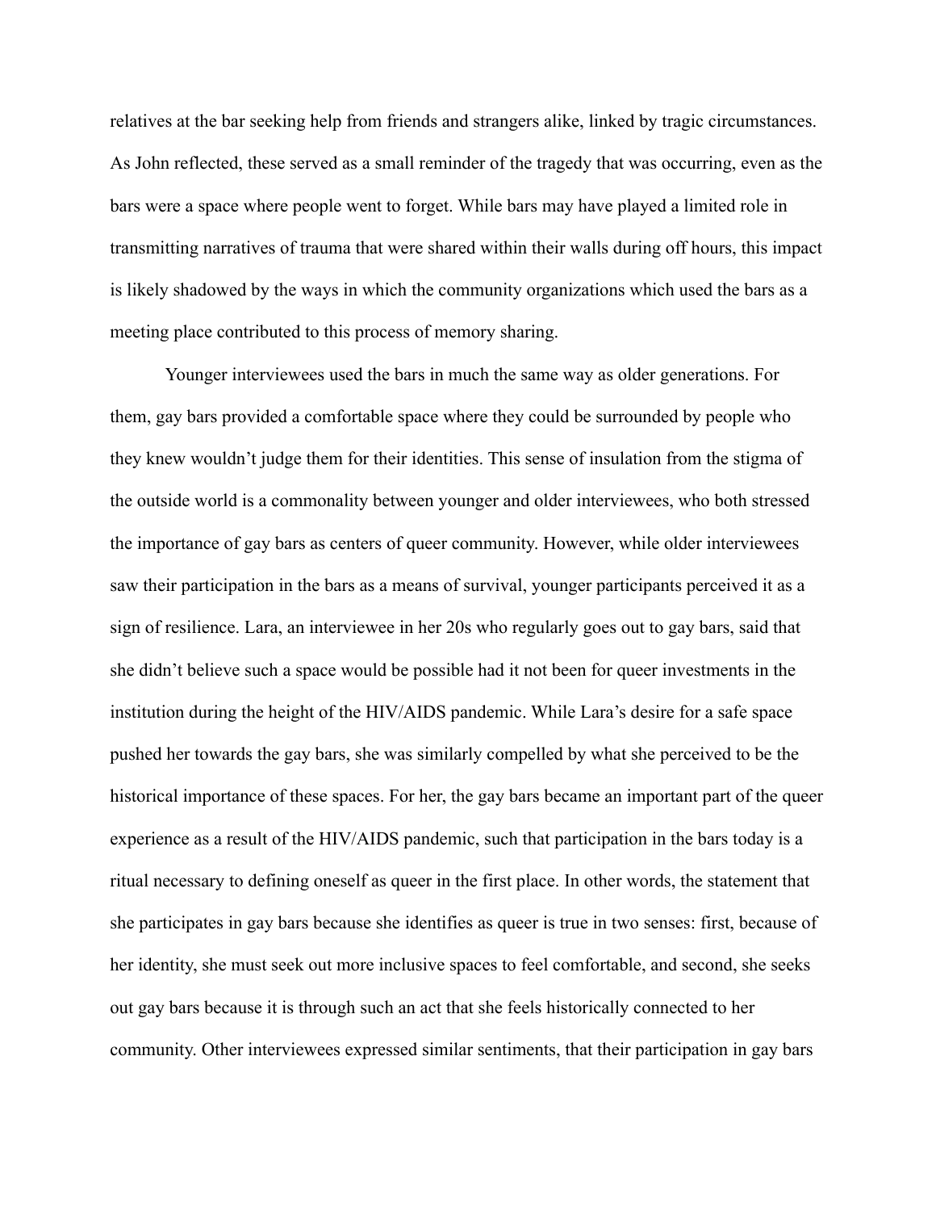relatives at the bar seeking help from friends and strangers alike, linked by tragic circumstances. As John reflected, these served as a small reminder of the tragedy that was occurring, even as the bars were a space where people went to forget. While bars may have played a limited role in transmitting narratives of trauma that were shared within their walls during off hours, this impact is likely shadowed by the ways in which the community organizations which used the bars as a meeting place contributed to this process of memory sharing.

Younger interviewees used the bars in much the same way as older generations. For them, gay bars provided a comfortable space where they could be surrounded by people who they knew wouldn't judge them for their identities. This sense of insulation from the stigma of the outside world is a commonality between younger and older interviewees, who both stressed the importance of gay bars as centers of queer community. However, while older interviewees saw their participation in the bars as a means of survival, younger participants perceived it as a sign of resilience. Lara, an interviewee in her 20s who regularly goes out to gay bars, said that she didn't believe such a space would be possible had it not been for queer investments in the institution during the height of the HIV/AIDS pandemic. While Lara's desire for a safe space pushed her towards the gay bars, she was similarly compelled by what she perceived to be the historical importance of these spaces. For her, the gay bars became an important part of the queer experience as a result of the HIV/AIDS pandemic, such that participation in the bars today is a ritual necessary to defining oneself as queer in the first place. In other words, the statement that she participates in gay bars because she identifies as queer is true in two senses: first, because of her identity, she must seek out more inclusive spaces to feel comfortable, and second, she seeks out gay bars because it is through such an act that she feels historically connected to her community. Other interviewees expressed similar sentiments, that their participation in gay bars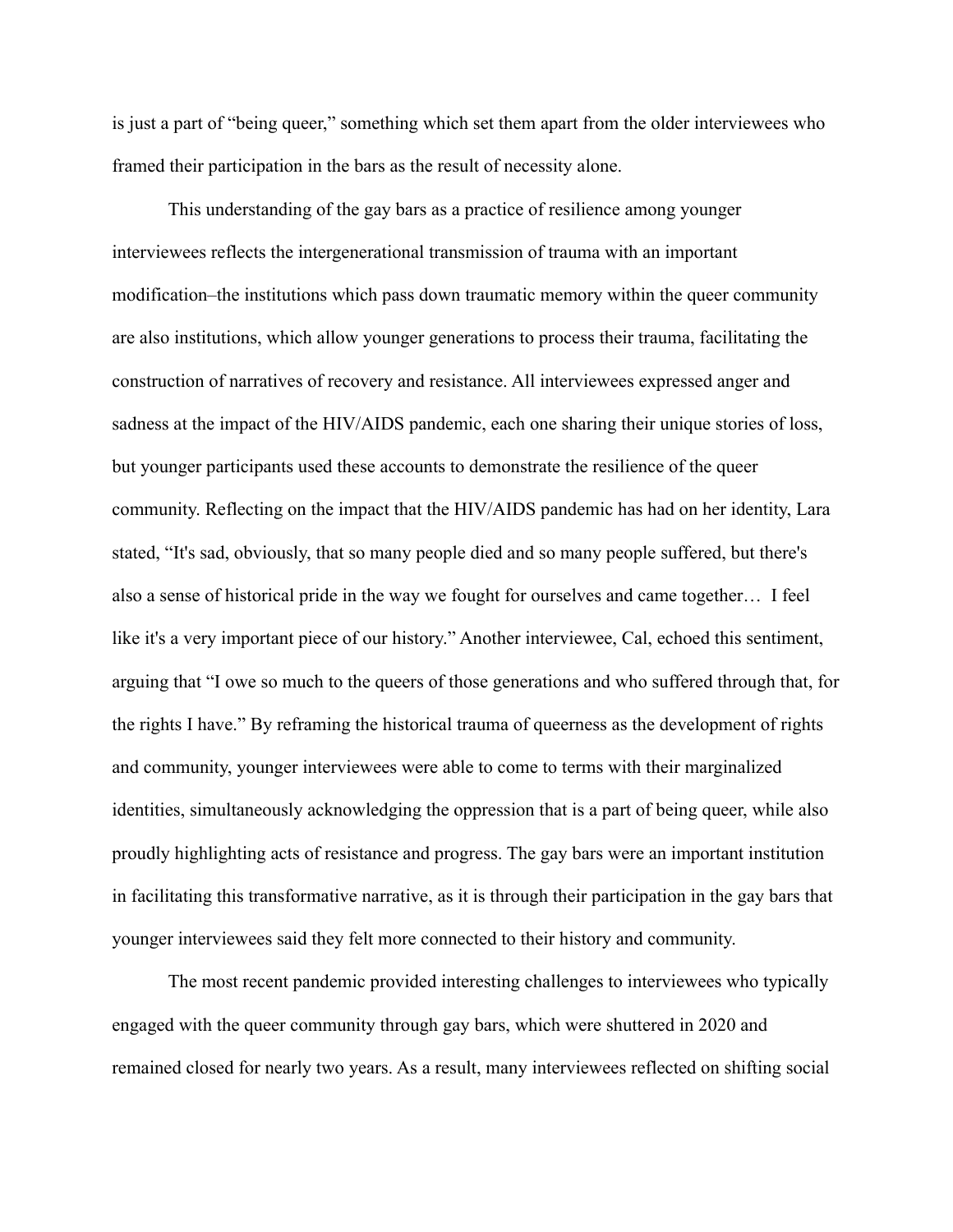is just a part of "being queer," something which set them apart from the older interviewees who framed their participation in the bars as the result of necessity alone.

This understanding of the gay bars as a practice of resilience among younger interviewees reflects the intergenerational transmission of trauma with an important modification–the institutions which pass down traumatic memory within the queer community are also institutions, which allow younger generations to process their trauma, facilitating the construction of narratives of recovery and resistance. All interviewees expressed anger and sadness at the impact of the HIV/AIDS pandemic, each one sharing their unique stories of loss, but younger participants used these accounts to demonstrate the resilience of the queer community. Reflecting on the impact that the HIV/AIDS pandemic has had on her identity, Lara stated, "It's sad, obviously, that so many people died and so many people suffered, but there's also a sense of historical pride in the way we fought for ourselves and came together… I feel like it's a very important piece of our history." Another interviewee, Cal, echoed this sentiment, arguing that "I owe so much to the queers of those generations and who suffered through that, for the rights I have." By reframing the historical trauma of queerness as the development of rights and community, younger interviewees were able to come to terms with their marginalized identities, simultaneously acknowledging the oppression that is a part of being queer, while also proudly highlighting acts of resistance and progress. The gay bars were an important institution in facilitating this transformative narrative, as it is through their participation in the gay bars that younger interviewees said they felt more connected to their history and community.

The most recent pandemic provided interesting challenges to interviewees who typically engaged with the queer community through gay bars, which were shuttered in 2020 and remained closed for nearly two years. As a result, many interviewees reflected on shifting social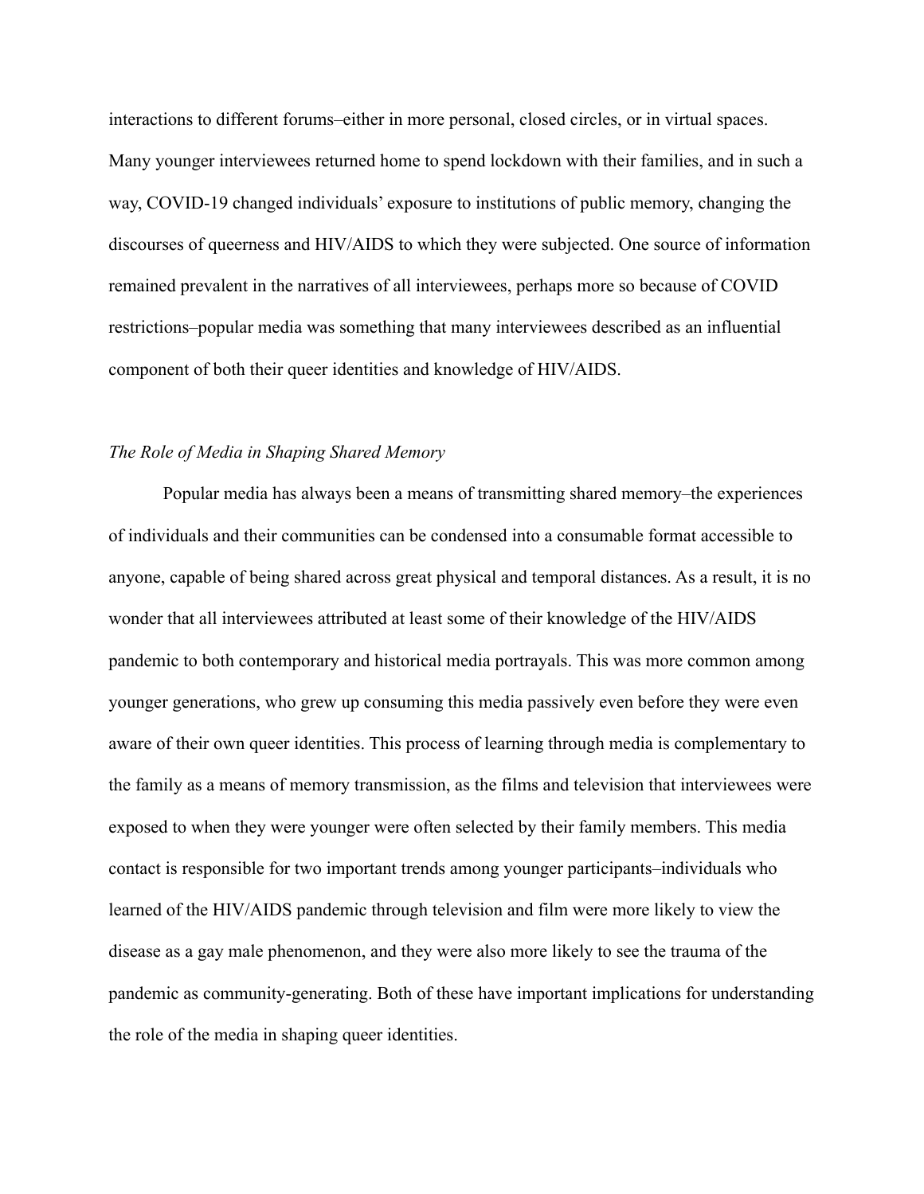interactions to different forums–either in more personal, closed circles, or in virtual spaces. Many younger interviewees returned home to spend lockdown with their families, and in such a way, COVID-19 changed individuals' exposure to institutions of public memory, changing the discourses of queerness and HIV/AIDS to which they were subjected. One source of information remained prevalent in the narratives of all interviewees, perhaps more so because of COVID restrictions–popular media was something that many interviewees described as an influential component of both their queer identities and knowledge of HIV/AIDS.

*The Role of Media in Shaping Shared Memory*

Popular media has always been a means of transmitting shared memory–the experiences of individuals and their communities can be condensed into a consumable format accessible to anyone, capable of being shared across great physical and temporal distances. As a result, it is no wonder that all interviewees attributed at least some of their knowledge of the HIV/AIDS pandemic to both contemporary and historical media portrayals. This was more common among younger generations, who grew up consuming this media passively even before they were even aware of their own queer identities. This process of learning through media is complementary to the family as a means of memory transmission, as the films and television that interviewees were exposed to when they were younger were often selected by their family members. This media contact is responsible for two important trends among younger participants–individuals who learned of the HIV/AIDS pandemic through television and film were more likely to view the disease as a gay male phenomenon, and they were also more likely to see the trauma of the pandemic as community-generating. Both of these have important implications for understanding the role of the media in shaping queer identities.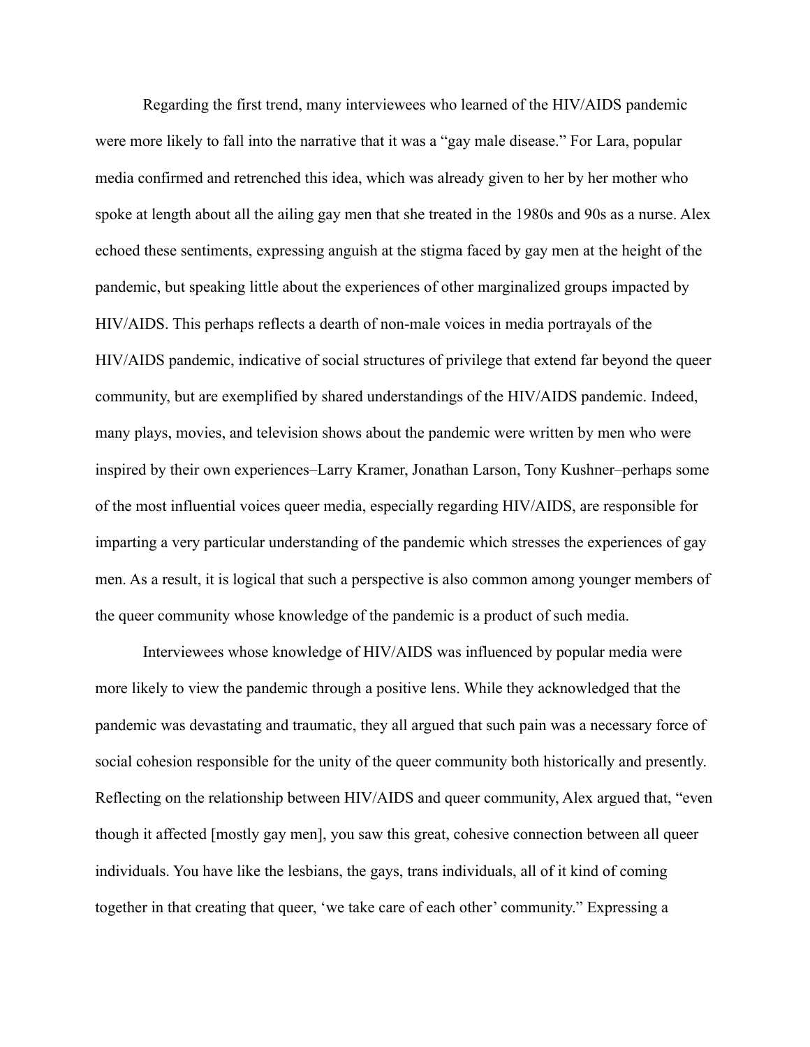Regarding the first trend, many interviewees who learned of the HIV/AIDS pandemic were more likely to fall into the narrative that it was a "gay male disease." For Lara, popular media confirmed and retrenched this idea, which was already given to her by her mother who spoke at length about all the ailing gay men that she treated in the 1980s and 90s as a nurse. Alex echoed these sentiments, expressing anguish at the stigma faced by gay men at the height of the pandemic, but speaking little about the experiences of other marginalized groups impacted by HIV/AIDS. This perhaps reflects a dearth of non-male voices in media portrayals of the HIV/AIDS pandemic, indicative of social structures of privilege that extend far beyond the queer community, but are exemplified by shared understandings of the HIV/AIDS pandemic. Indeed, many plays, movies, and television shows about the pandemic were written by men who were inspired by their own experiences–Larry Kramer, Jonathan Larson, Tony Kushner–perhaps some of the most influential voices queer media, especially regarding HIV/AIDS, are responsible for imparting a very particular understanding of the pandemic which stresses the experiences of gay men. As a result, it is logical that such a perspective is also common among younger members of the queer community whose knowledge of the pandemic is a product of such media.

Interviewees whose knowledge of HIV/AIDS was influenced by popular media were more likely to view the pandemic through a positive lens. While they acknowledged that the pandemic was devastating and traumatic, they all argued that such pain was a necessary force of social cohesion responsible for the unity of the queer community both historically and presently. Reflecting on the relationship between HIV/AIDS and queer community, Alex argued that, "even though it affected [mostly gay men], you saw this great, cohesive connection between all queer individuals. You have like the lesbians, the gays, trans individuals, all of it kind of coming together in that creating that queer, 'we take care of each other' community." Expressing a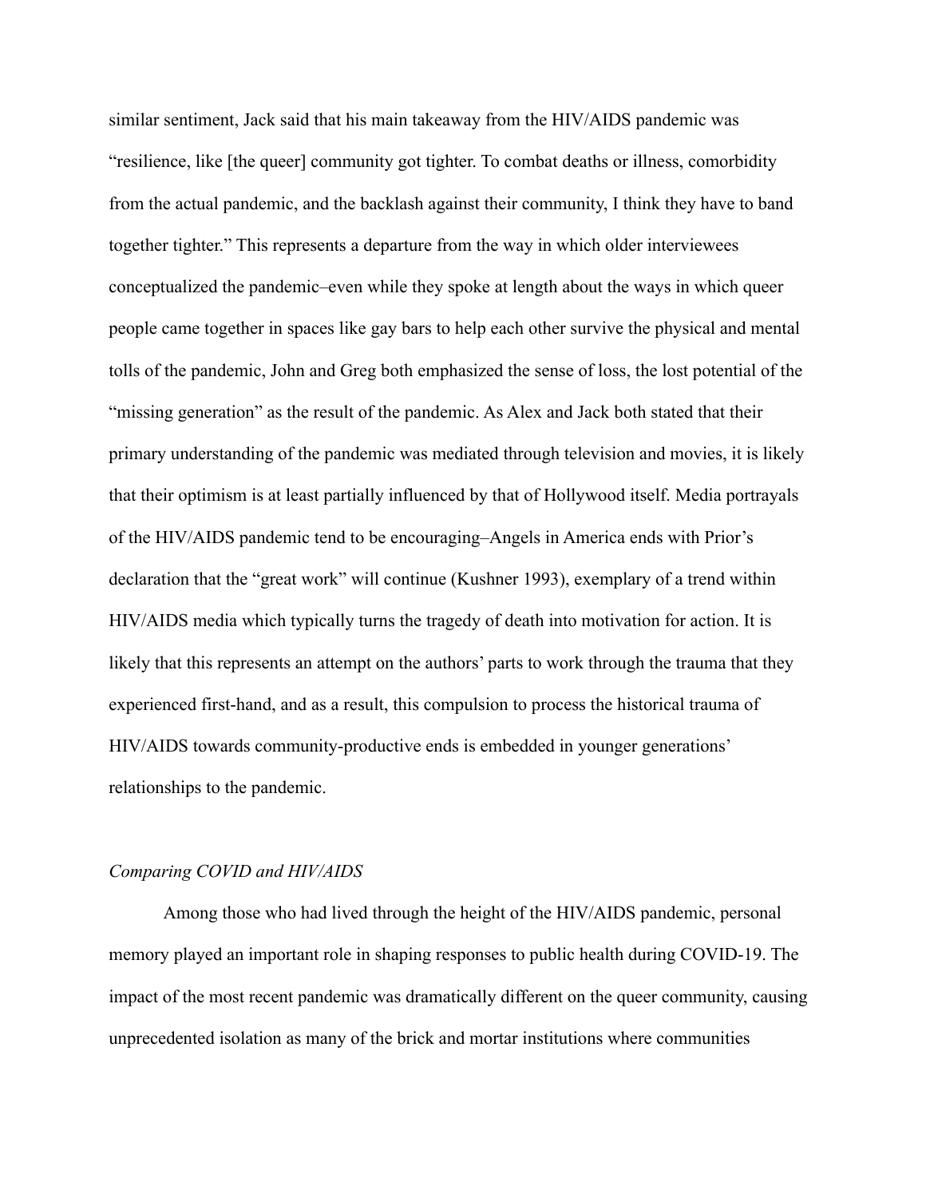similar sentiment, Jack said that his main takeaway from the HIV/AIDS pandemic was "resilience, like [the queer] community got tighter. To combat deaths or illness, comorbidity from the actual pandemic, and the backlash against their community, I think they have to band together tighter." This represents a departure from the way in which older interviewees conceptualized the pandemic–even while they spoke at length about the ways in which queer people came together in spaces like gay bars to help each other survive the physical and mental tolls of the pandemic, John and Greg both emphasized the sense of loss, the lost potential of the "missing generation" as the result of the pandemic. As Alex and Jack both stated that their primary understanding of the pandemic was mediated through television and movies, it is likely that their optimism is at least partially influenced by that of Hollywood itself. Media portrayals of the HIV/AIDS pandemic tend to be encouraging–Angels in America ends with Prior's declaration that the "great work" will continue (Kushner 1993), exemplary of a trend within HIV/AIDS media which typically turns the tragedy of death into motivation for action. It is likely that this represents an attempt on the authors' parts to work through the trauma that they experienced first-hand, and as a result, this compulsion to process the historical trauma of HIV/AIDS towards community-productive ends is embedded in younger generations' relationships to the pandemic.

*Comparing COVID and HIV/AIDS*

Among those who had lived through the height of the HIV/AIDS pandemic, personal memory played an important role in shaping responses to public health during COVID-19. The impact of the most recent pandemic was dramatically different on the queer community, causing unprecedented isolation as many of the brick and mortar institutions where communities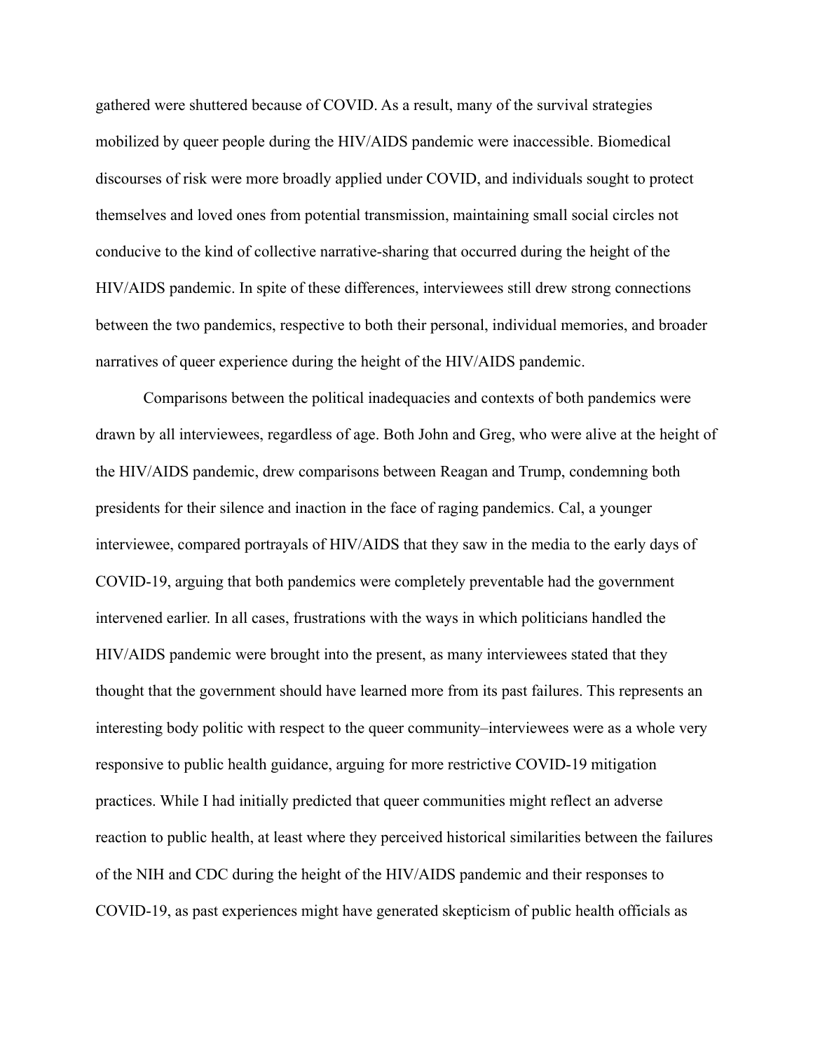gathered were shuttered because of COVID. As a result, many of the survival strategies mobilized by queer people during the HIV/AIDS pandemic were inaccessible. Biomedical discourses of risk were more broadly applied under COVID, and individuals sought to protect themselves and loved ones from potential transmission, maintaining small social circles not conducive to the kind of collective narrative-sharing that occurred during the height of the HIV/AIDS pandemic. In spite of these differences, interviewees still drew strong connections between the two pandemics, respective to both their personal, individual memories, and broader narratives of queer experience during the height of the HIV/AIDS pandemic.

Comparisons between the political inadequacies and contexts of both pandemics were drawn by all interviewees, regardless of age. Both John and Greg, who were alive at the height of the HIV/AIDS pandemic, drew comparisons between Reagan and Trump, condemning both presidents for their silence and inaction in the face of raging pandemics. Cal, a younger interviewee, compared portrayals of HIV/AIDS that they saw in the media to the early days of COVID-19, arguing that both pandemics were completely preventable had the government intervened earlier. In all cases, frustrations with the ways in which politicians handled the HIV/AIDS pandemic were brought into the present, as many interviewees stated that they thought that the government should have learned more from its past failures. This represents an interesting body politic with respect to the queer community–interviewees were as a whole very responsive to public health guidance, arguing for more restrictive COVID-19 mitigation practices. While I had initially predicted that queer communities might reflect an adverse reaction to public health, at least where they perceived historical similarities between the failures of the NIH and CDC during the height of the HIV/AIDS pandemic and their responses to COVID-19, as past experiences might have generated skepticism of public health officials as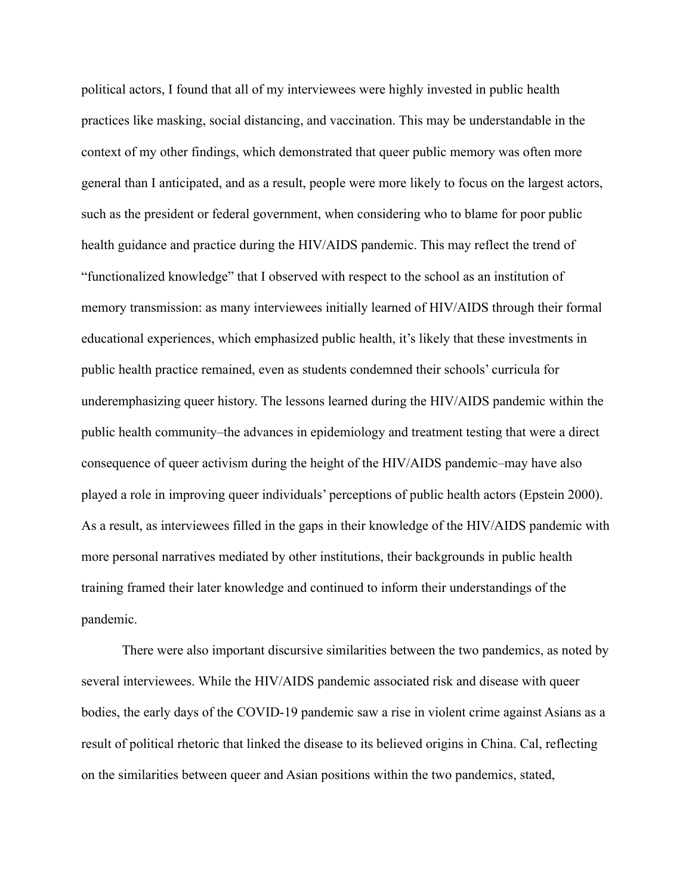political actors, I found that all of my interviewees were highly invested in public health practices like masking, social distancing, and vaccination. This may be understandable in the context of my other findings, which demonstrated that queer public memory was often more general than I anticipated, and as a result, people were more likely to focus on the largest actors, such as the president or federal government, when considering who to blame for poor public health guidance and practice during the HIV/AIDS pandemic. This may reflect the trend of "functionalized knowledge" that I observed with respect to the school as an institution of memory transmission: as many interviewees initially learned of HIV/AIDS through their formal educational experiences, which emphasized public health, it's likely that these investments in public health practice remained, even as students condemned their schools' curricula for underemphasizing queer history. The lessons learned during the HIV/AIDS pandemic within the public health community–the advances in epidemiology and treatment testing that were a direct consequence of queer activism during the height of the HIV/AIDS pandemic–may have also played a role in improving queer individuals' perceptions of public health actors (Epstein 2000). As a result, as interviewees filled in the gaps in their knowledge of the HIV/AIDS pandemic with more personal narratives mediated by other institutions, their backgrounds in public health training framed their later knowledge and continued to inform their understandings of the pandemic.

There were also important discursive similarities between the two pandemics, as noted by several interviewees. While the HIV/AIDS pandemic associated risk and disease with queer bodies, the early days of the COVID-19 pandemic saw a rise in violent crime against Asians as a result of political rhetoric that linked the disease to its believed origins in China. Cal, reflecting on the similarities between queer and Asian positions within the two pandemics, stated,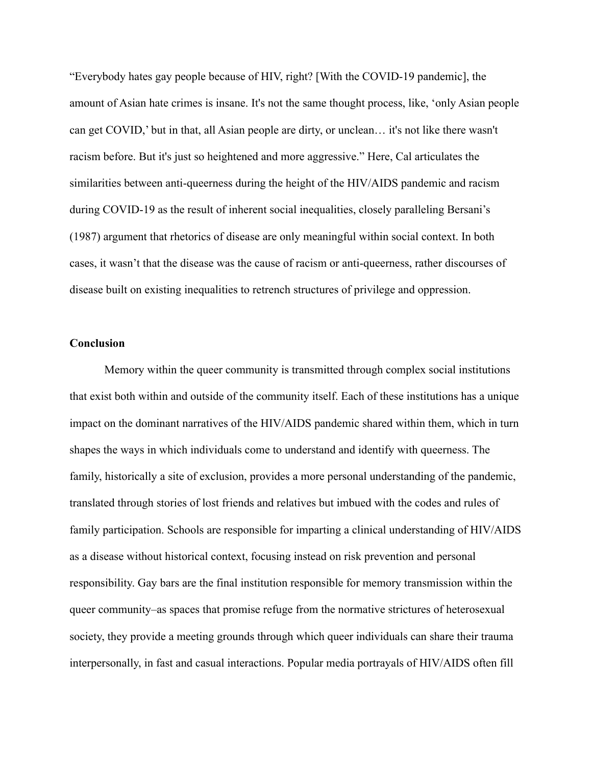"Everybody hates gay people because of HIV, right? [With the COVID-19 pandemic], the amount of Asian hate crimes is insane. It's not the same thought process, like, 'only Asian people can get COVID,' but in that, all Asian people are dirty, or unclean… it's not like there wasn't racism before. But it's just so heightened and more aggressive." Here, Cal articulates the similarities between anti-queerness during the height of the HIV/AIDS pandemic and racism during COVID-19 as the result of inherent social inequalities, closely paralleling Bersani's (1987) argument that rhetorics of disease are only meaningful within social context. In both cases, it wasn't that the disease was the cause of racism or anti-queerness, rather discourses of disease built on existing inequalities to retrench structures of privilege and oppression.

**Conclusion**

Memory within the queer community is transmitted through complex social institutions that exist both within and outside of the community itself. Each of these institutions has a unique impact on the dominant narratives of the HIV/AIDS pandemic shared within them, which in turn shapes the ways in which individuals come to understand and identify with queerness. The family, historically a site of exclusion, provides a more personal understanding of the pandemic, translated through stories of lost friends and relatives but imbued with the codes and rules of family participation. Schools are responsible for imparting a clinical understanding of HIV/AIDS as a disease without historical context, focusing instead on risk prevention and personal responsibility. Gay bars are the final institution responsible for memory transmission within the queer community–as spaces that promise refuge from the normative strictures of heterosexual society, they provide a meeting grounds through which queer individuals can share their trauma interpersonally, in fast and casual interactions. Popular media portrayals of HIV/AIDS often fill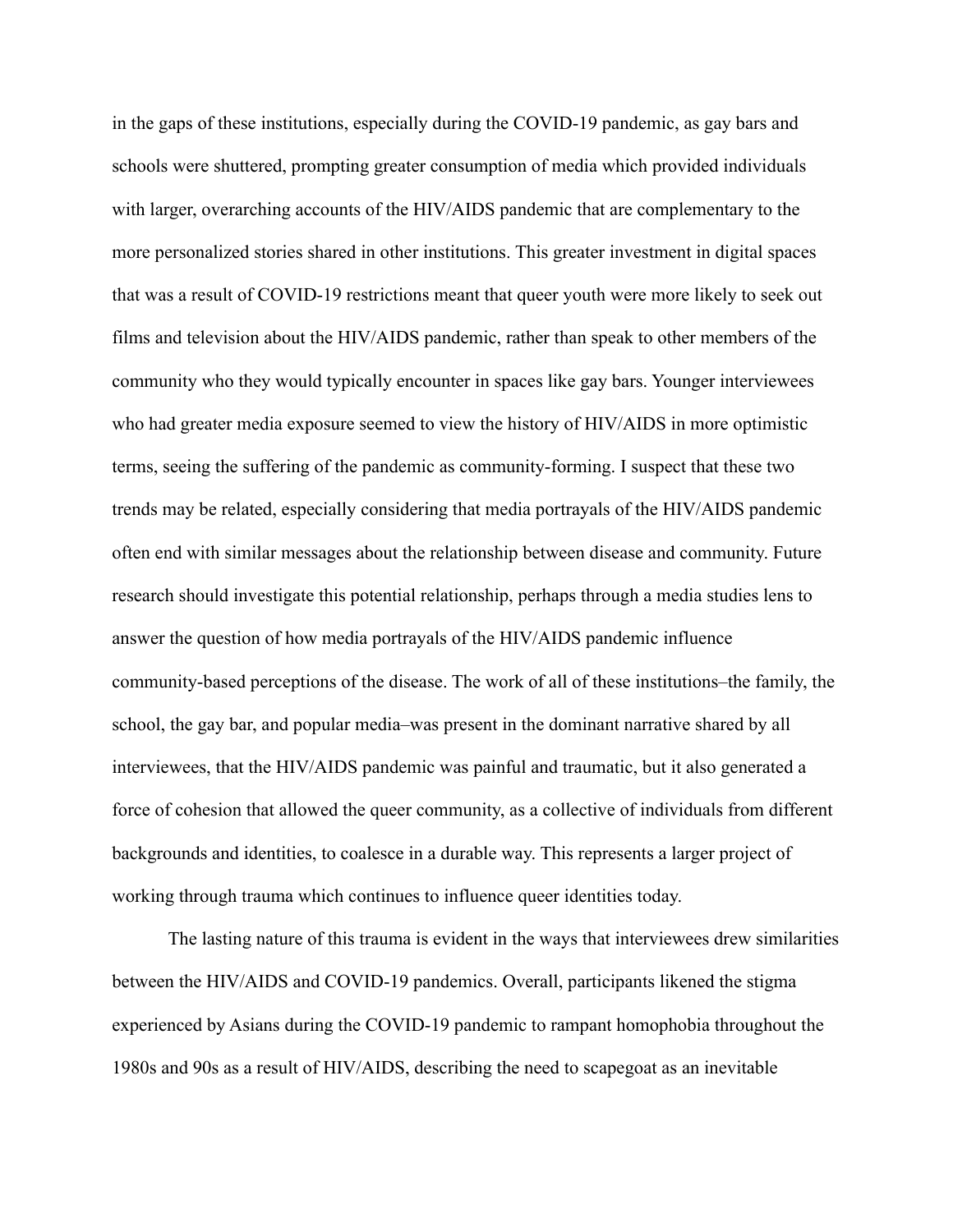in the gaps of these institutions, especially during the COVID-19 pandemic, as gay bars and schools were shuttered, prompting greater consumption of media which provided individuals with larger, overarching accounts of the HIV/AIDS pandemic that are complementary to the more personalized stories shared in other institutions. This greater investment in digital spaces that was a result of COVID-19 restrictions meant that queer youth were more likely to seek out films and television about the HIV/AIDS pandemic, rather than speak to other members of the community who they would typically encounter in spaces like gay bars. Younger interviewees who had greater media exposure seemed to view the history of HIV/AIDS in more optimistic terms, seeing the suffering of the pandemic as community-forming. I suspect that these two trends may be related, especially considering that media portrayals of the HIV/AIDS pandemic often end with similar messages about the relationship between disease and community. Future research should investigate this potential relationship, perhaps through a media studies lens to answer the question of how media portrayals of the HIV/AIDS pandemic influence community-based perceptions of the disease. The work of all of these institutions–the family, the school, the gay bar, and popular media–was present in the dominant narrative shared by all interviewees, that the HIV/AIDS pandemic was painful and traumatic, but it also generated a force of cohesion that allowed the queer community, as a collective of individuals from different backgrounds and identities, to coalesce in a durable way. This represents a larger project of working through trauma which continues to influence queer identities today.

The lasting nature of this trauma is evident in the ways that interviewees drew similarities between the HIV/AIDS and COVID-19 pandemics. Overall, participants likened the stigma experienced by Asians during the COVID-19 pandemic to rampant homophobia throughout the 1980s and 90s as a result of HIV/AIDS, describing the need to scapegoat as an inevitable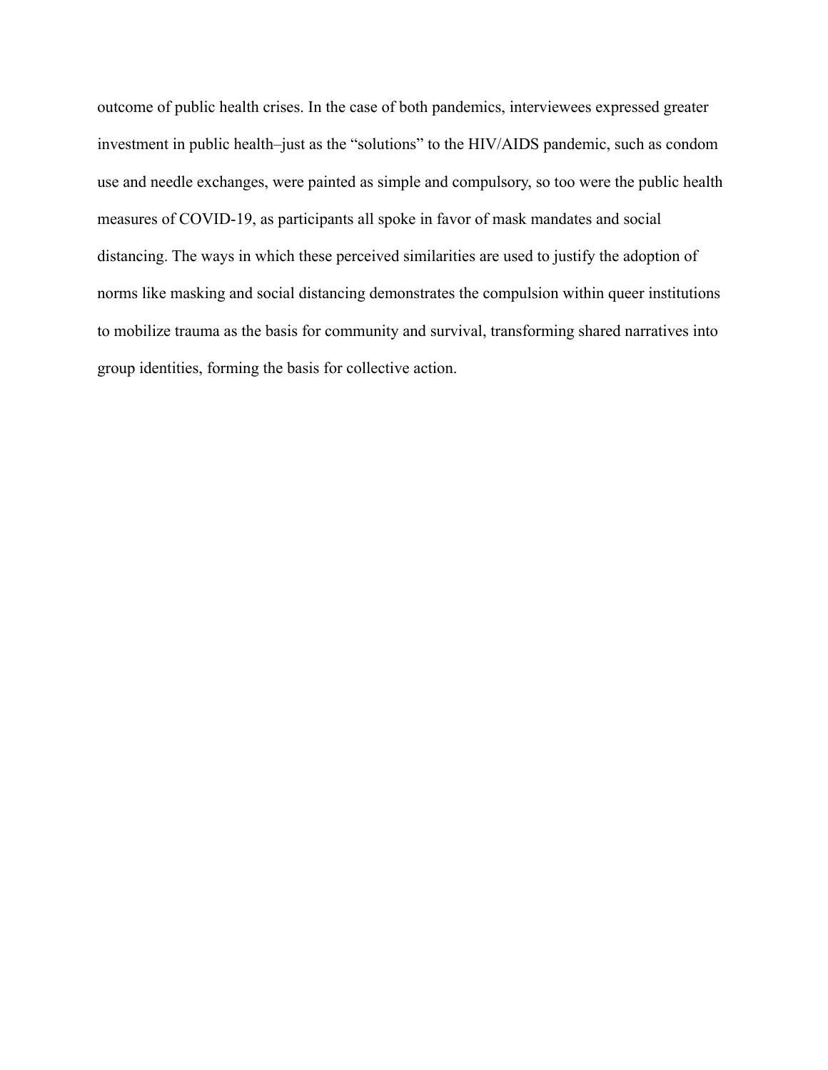outcome of public health crises. In the case of both pandemics, interviewees expressed greater investment in public health–just as the "solutions" to the HIV/AIDS pandemic, such as condom use and needle exchanges, were painted as simple and compulsory, so too were the public health measures of COVID-19, as participants all spoke in favor of mask mandates and social distancing. The ways in which these perceived similarities are used to justify the adoption of norms like masking and social distancing demonstrates the compulsion within queer institutions to mobilize trauma as the basis for community and survival, transforming shared narratives into group identities, forming the basis for collective action.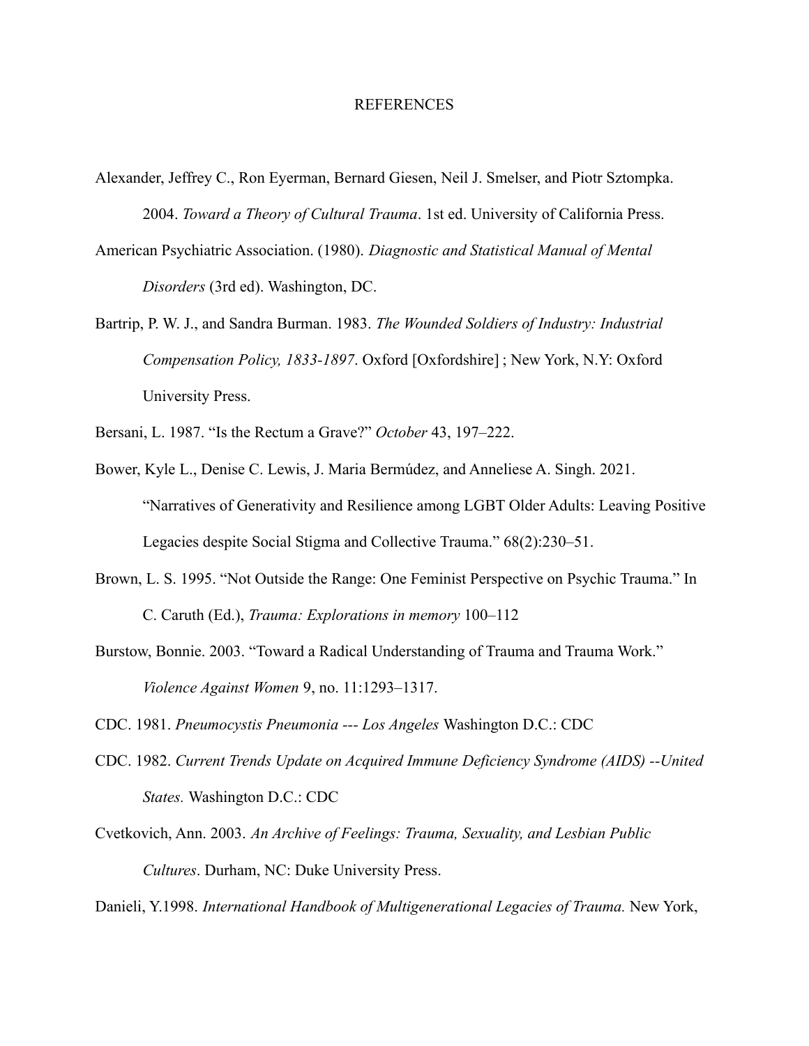# REFERENCES

Alexander, Jeffrey C., Ron Eyerman, Bernard Giesen, Neil J. Smelser, and Piotr Sztompka. 2004. *Toward a Theory of Cultural Trauma*. 1st ed. University of California Press.

American Psychiatric Association. (1980). *Diagnostic and Statistical Manual of Mental Disorders* (3rd ed). Washington, DC.

Bartrip, P. W. J., and Sandra Burman. 1983. *The Wounded Soldiers of Industry: Industrial Compensation Policy, 1833-1897*. Oxford [Oxfordshire] ; New York, N.Y: Oxford University Press.

Bersani, L. 1987. "Is the Rectum a Grave?" *October* 43, 197–222.

Bower, Kyle L., Denise C. Lewis, J. Maria Bermúdez, and Anneliese A. Singh. 2021. "Narratives of Generativity and Resilience among LGBT Older Adults: Leaving Positive Legacies despite Social Stigma and Collective Trauma." 68(2):230–51.

Brown, L. S. 1995. "Not Outside the Range: One Feminist Perspective on Psychic Trauma." In C. Caruth (Ed.), *Trauma: Explorations in memory* 100–112

Burstow, Bonnie. 2003. "Toward a Radical Understanding of Trauma and Trauma Work." *Violence Against Women* 9, no. 11:1293–1317.

CDC. 1981. *Pneumocystis Pneumonia --- Los Angeles* Washington D.C.: CDC

CDC. 1982. *Current Trends Update on Acquired Immune Deficiency Syndrome (AIDS) --United States.* Washington D.C.: CDC

Cvetkovich, Ann. 2003. *An Archive of Feelings: Trauma, Sexuality, and Lesbian Public Cultures*. Durham, NC: Duke University Press.

Danieli, Y.1998. *International Handbook of Multigenerational Legacies of Trauma.* New York,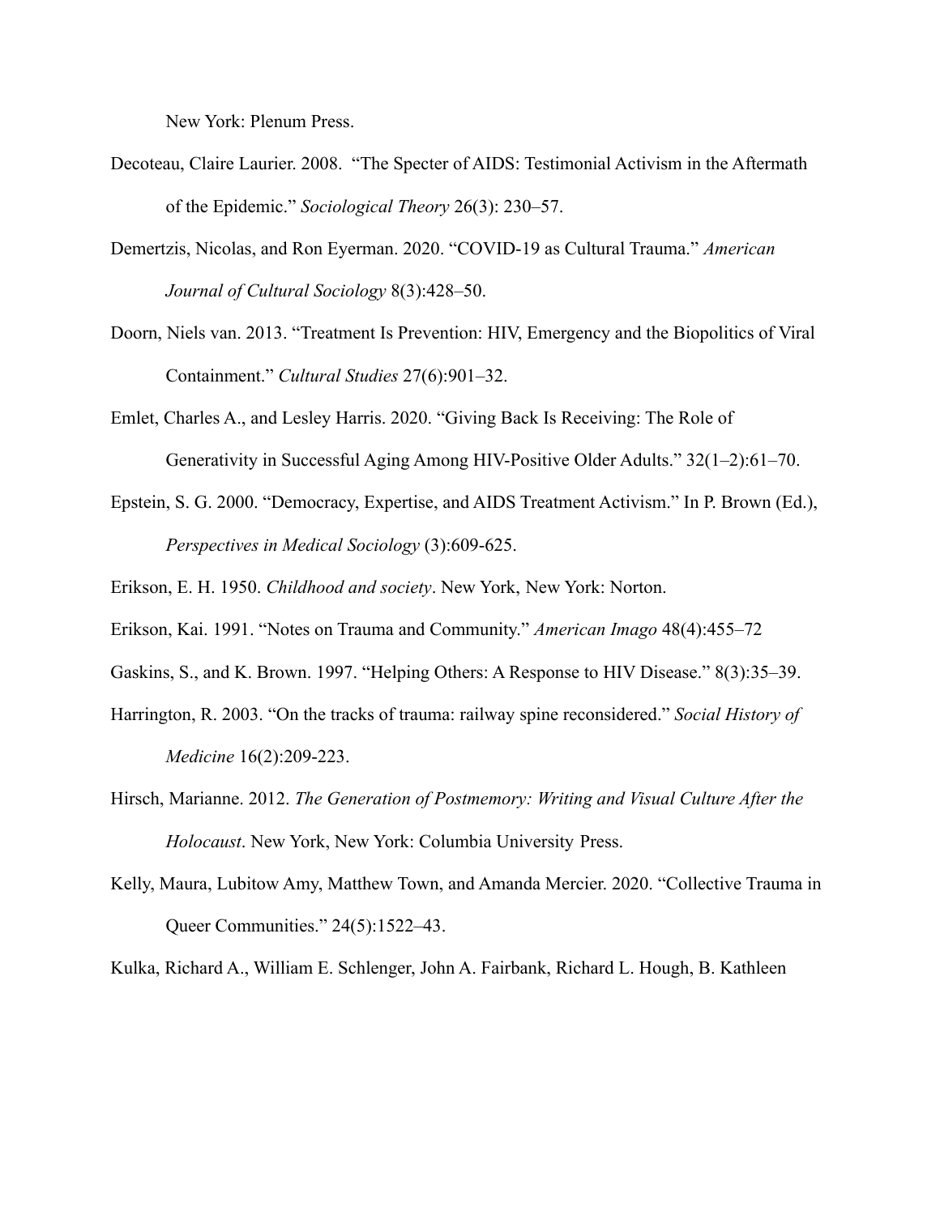New York: Plenum Press.

Decoteau, Claire Laurier. 2008. "The Specter of AIDS: Testimonial Activism in the Aftermath of the Epidemic." *Sociological Theory* 26(3): 230–57.

Demertzis, Nicolas, and Ron Eyerman. 2020. "COVID-19 as Cultural Trauma." *American Journal of Cultural Sociology* 8(3):428–50.

Doorn, Niels van. 2013. "Treatment Is Prevention: HIV, Emergency and the Biopolitics of Viral Containment." *Cultural Studies* 27(6):901–32.

Emlet, Charles A., and Lesley Harris. 2020. "Giving Back Is Receiving: The Role of Generativity in Successful Aging Among HIV-Positive Older Adults." 32(1–2):61–70.

Epstein, S. G. 2000. "Democracy, Expertise, and AIDS Treatment Activism." In P. Brown (Ed.), *Perspectives in Medical Sociology* (3):609-625.

Erikson, E. H. 1950. *Childhood and society*. New York, New York: Norton.

Erikson, Kai. 1991. "Notes on Trauma and Community." *American Imago* 48(4):455–72

Gaskins, S., and K. Brown. 1997. "Helping Others: A Response to HIV Disease." 8(3):35–39.

Harrington, R. 2003. "On the tracks of trauma: railway spine reconsidered." *Social History of Medicine* 16(2):209-223.

Hirsch, Marianne. 2012. *The Generation of Postmemory: Writing and Visual Culture After the Holocaust*. New York, New York: Columbia University Press.

Kelly, Maura, Lubitow Amy, Matthew Town, and Amanda Mercier. 2020. "Collective Trauma in Queer Communities." 24(5):1522–43.

Kulka, Richard A., William E. Schlenger, John A. Fairbank, Richard L. Hough, B. Kathleen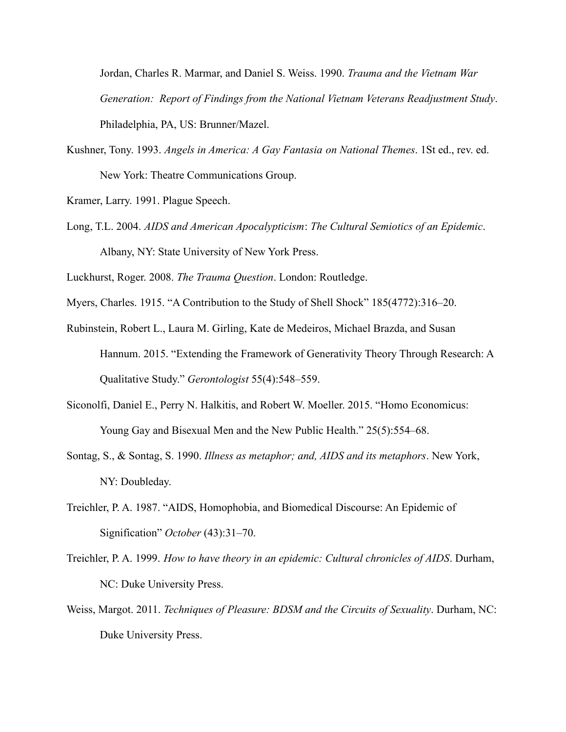Jordan, Charles R. Marmar, and Daniel S. Weiss. 1990. *Trauma and the Vietnam War Generation: Report of Findings from the National Vietnam Veterans Readjustment Study*. Philadelphia, PA, US: Brunner/Mazel.

Kushner, Tony. 1993. *Angels in America: A Gay Fantasia on National Themes*. 1St ed., rev. ed. New York: Theatre Communications Group.

Kramer, Larry. 1991. Plague Speech.

Long, T.L. 2004. *AIDS and American Apocalypticism*: *The Cultural Semiotics of an Epidemic*. Albany, NY: State University of New York Press.

Luckhurst, Roger. 2008. *The Trauma Question*. London: Routledge.

Myers, Charles. 1915. "A Contribution to the Study of Shell Shock" 185(4772):316–20.

Rubinstein, Robert L., Laura M. Girling, Kate de Medeiros, Michael Brazda, and Susan Hannum. 2015. "Extending the Framework of Generativity Theory Through Research: A Qualitative Study." *Gerontologist* 55(4):548–559.

Siconolfi, Daniel E., Perry N. Halkitis, and Robert W. Moeller. 2015. "Homo Economicus: Young Gay and Bisexual Men and the New Public Health." 25(5):554–68.

Sontag, S., & Sontag, S. 1990. *Illness as metaphor; and, AIDS and its metaphors*. New York, NY: Doubleday.

Treichler, P. A. 1987. "AIDS, Homophobia, and Biomedical Discourse: An Epidemic of Signification" *October* (43):31–70.

Treichler, P. A. 1999. *How to have theory in an epidemic: Cultural chronicles of AIDS*. Durham, NC: Duke University Press.

Weiss, Margot. 2011. *Techniques of Pleasure: BDSM and the Circuits of Sexuality*. Durham, NC: Duke University Press.